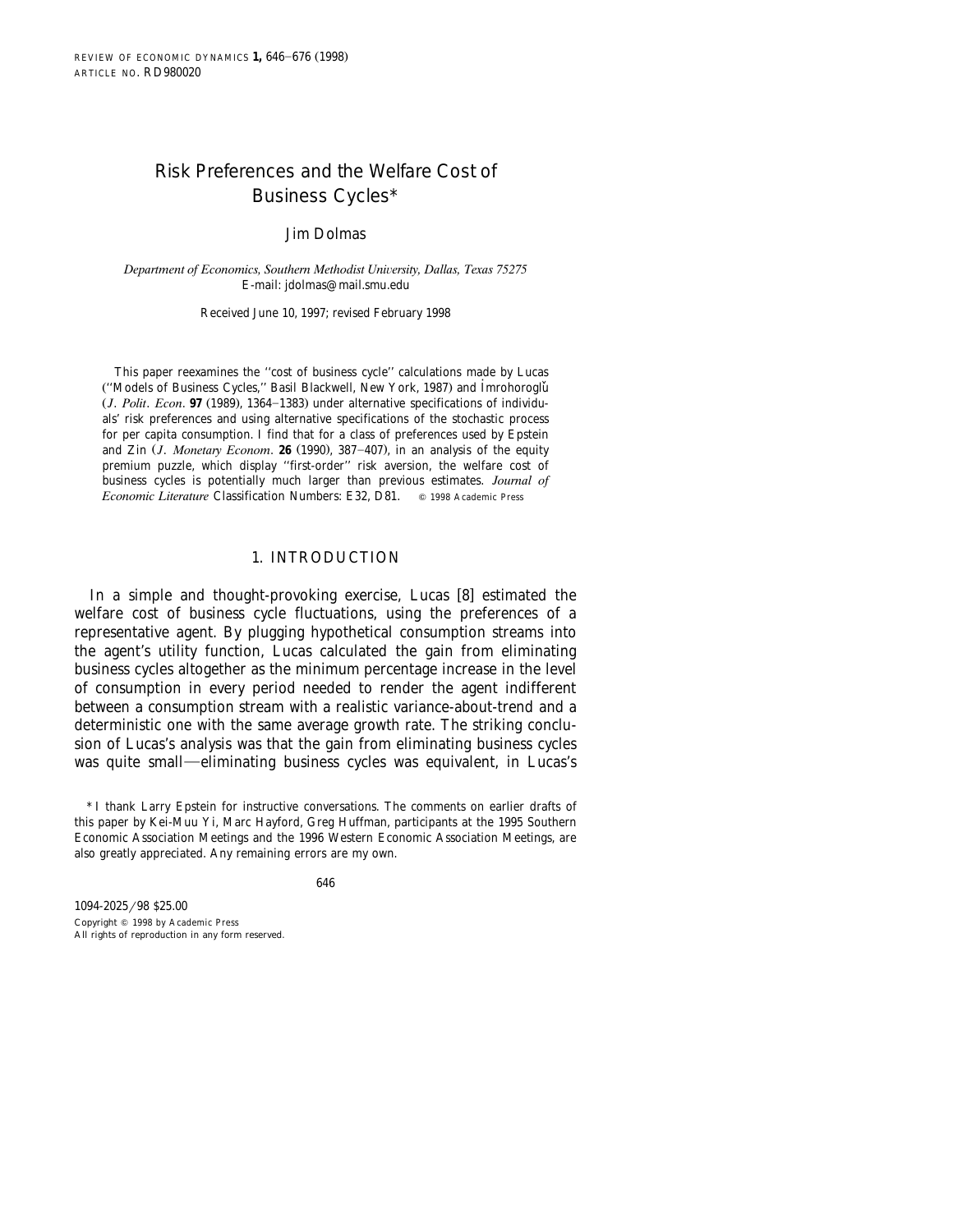# Risk Preferences and the Welfare Cost of Business Cycles*

Jim Dolmas

*Department of Economics, Southern Methodist University, Dallas, Texas 75275*
E-mail: jdolmas@mail.smu.edu

Received June 10, 1997; revised February 1998

This paper reexamines the ''cost of business cycle'' calculations made by Lucas (''Models of Business Cycles,'' Basil Blackwell, New York, 1987) and İmrohoroglŭ (*J. Polit. Econ.* **97** (1989), 1364–1383) under alternative specifications of individuals' risk preferences and using alternative specifications of the stochastic process for per capita consumption. I find that for a class of preferences used by Epstein and Zin (*J. Monetary Econom.* **26** (1990), 387–407), in an analysis of the equity premium puzzle, which display ''first-order'' risk aversion, the welfare cost of business cycles is potentially much larger than previous estimates. *Journal of Economic Literature* Classification Numbers: E32, D81. © 1998 Academic Press

## 1. INTRODUCTION

In a simple and thought-provoking exercise, Lucas [8] estimated the welfare cost of business cycle fluctuations, using the preferences of a representative agent. By plugging hypothetical consumption streams into the agent's utility function, Lucas calculated the gain from eliminating business cycles altogether as the minimum percentage increase in the level of consumption in every period needed to render the agent indifferent between a consumption stream with a realistic variance-about-trend and a deterministic one with the same average growth rate. The striking conclusion of Lucas's analysis was that the gain from eliminating business cycles was quite small—eliminating business cycles was equivalent, in Lucas's

* I thank Larry Epstein for instructive conversations. The comments on earlier drafts of this paper by Kei-Muu Yi, Marc Hayford, Greg Huffman, participants at the 1995 Southern Economic Association Meetings and the 1996 Western Economic Association Meetings, are also greatly appreciated. Any remaining errors are my own.

1094-2025/98 $25.00
Copyright © 1998 by Academic Press
All rights of reproduction in any form reserved.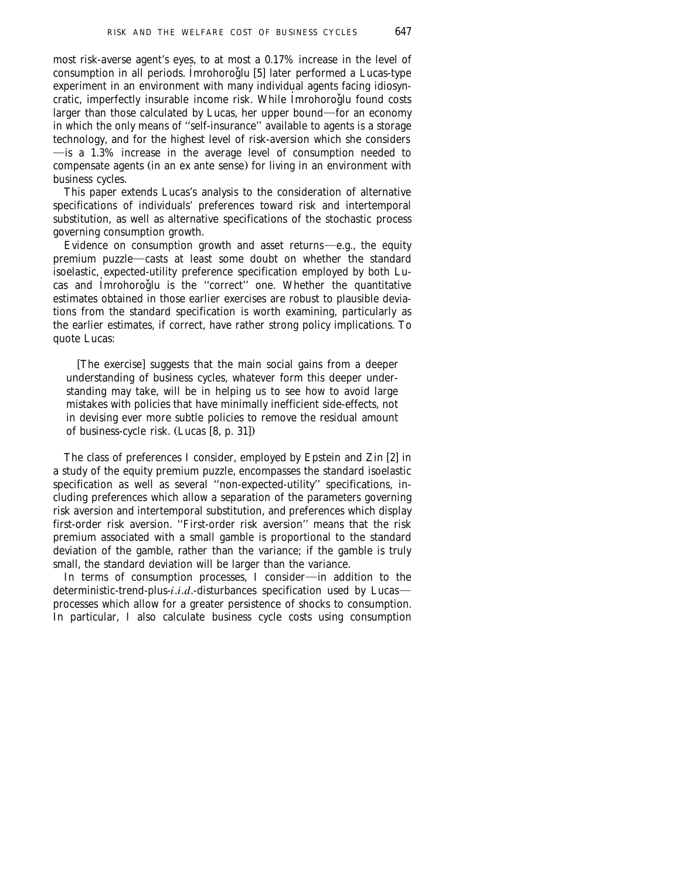most risk-averse agent's eyes, to at most a 0.17% increase in the level of consumption in all periods. İmrohoroğlu [5] later performed a Lucas-type experiment in an environment with many individual agents facing idiosyncratic, imperfectly insurable income risk. While İmrohoroğlu found costs larger than those calculated by Lucas, her upper bound—for an economy in which the only means of "self-insurance" available to agents is a storage technology, and for the highest level of risk-aversion which she considers—is a 1.3% increase in the average level of consumption needed to compensate agents (in an ex ante sense) for living in an environment with business cycles.

This paper extends Lucas's analysis to the consideration of alternative specifications of individuals' preferences toward risk and intertemporal substitution, as well as alternative specifications of the stochastic process governing consumption growth.

Evidence on consumption growth and asset returns—e.g., the equity premium puzzle—casts at least some doubt on whether the standard isoelastic, expected-utility preference specification employed by both Lucas and İmrohoroğlu is the "correct" one. Whether the quantitative estimates obtained in those earlier exercises are robust to plausible deviations from the standard specification is worth examining, particularly as the earlier estimates, if correct, have rather strong policy implications. To quote Lucas:

> [The exercise] suggests that the main social gains from a deeper understanding of business cycles, whatever form this deeper understanding may take, will be in helping us to see how to avoid large mistakes with policies that have minimally inefficient side-effects, not in devising ever more subtle policies to remove the residual amount of business-cycle risk. (Lucas [8, p. 31])

The class of preferences I consider, employed by Epstein and Zin [2] in a study of the equity premium puzzle, encompasses the standard isoelastic specification as well as several "non-expected-utility" specifications, including preferences which allow a separation of the parameters governing risk aversion and intertemporal substitution, and preferences which display first-order risk aversion. "First-order risk aversion" means that the risk premium associated with a small gamble is proportional to the standard deviation of the gamble, rather than the variance; if the gamble is truly small, the standard deviation will be larger than the variance.

In terms of consumption processes, I consider—in addition to the deterministic-trend-plus-*i.i.d.*-disturbances specification used by Lucas—processes which allow for a greater persistence of shocks to consumption. In particular, I also calculate business cycle costs using consumption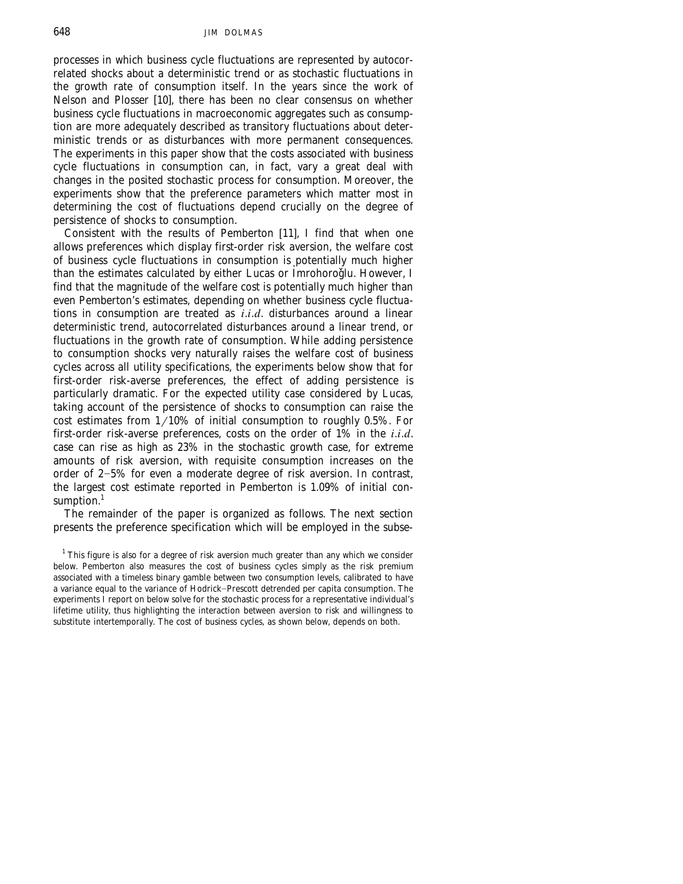processes in which business cycle fluctuations are represented by autocorrelated shocks about a deterministic trend or as stochastic fluctuations in the growth rate of consumption itself. In the years since the work of Nelson and Plosser [10], there has been no clear consensus on whether business cycle fluctuations in macroeconomic aggregates such as consumption are more adequately described as transitory fluctuations about deterministic trends or as disturbances with more permanent consequences. The experiments in this paper show that the costs associated with business cycle fluctuations in consumption can, in fact, vary a great deal with changes in the posited stochastic process for consumption. Moreover, the experiments show that the preference parameters which matter most in determining the cost of fluctuations depend crucially on the degree of persistence of shocks to consumption.

Consistent with the results of Pemberton [11], I find that when one allows preferences which display first-order risk aversion, the welfare cost of business cycle fluctuations in consumption is potentially much higher than the estimates calculated by either Lucas or İmrohoroğlu. However, I find that the magnitude of the welfare cost is potentially much higher than even Pemberton's estimates, depending on whether business cycle fluctuations in consumption are treated as *i.i.d.* disturbances around a linear deterministic trend, autocorrelated disturbances around a linear trend, or fluctuations in the growth rate of consumption. While adding persistence to consumption shocks very naturally raises the welfare cost of business cycles across all utility specifications, the experiments below show that for first-order risk-averse preferences, the effect of adding persistence is particularly dramatic. For the expected utility case considered by Lucas, taking account of the persistence of shocks to consumption can raise the cost estimates from $1/10\%$ of initial consumption to roughly 0.5%. For first-order risk-averse preferences, costs on the order of 1% in the *i.i.d.* case can rise as high as 23% in the stochastic growth case, for extreme amounts of risk aversion, with requisite consumption increases on the order of 2–5% for even a moderate degree of risk aversion. In contrast, the largest cost estimate reported in Pemberton is 1.09% of initial consumption.[1]

The remainder of the paper is organized as follows. The next section presents the preference specification which will be employed in the subse-

[1] This figure is also for a degree of risk aversion much greater than any which we consider below. Pemberton also measures the cost of business cycles simply as the risk premium associated with a timeless binary gamble between two consumption levels, calibrated to have a variance equal to the variance of Hodrick–Prescott detrended per capita consumption. The experiments I report on below solve for the stochastic process for a representative individual's lifetime utility, thus highlighting the interaction between aversion to risk and willingness to substitute intertemporally. The cost of business cycles, as shown below, depends on both.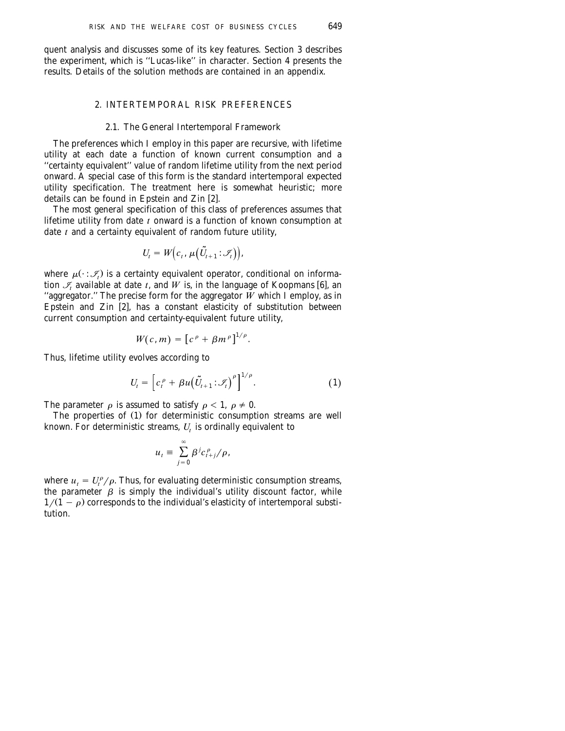quent analysis and discusses some of its key features. Section 3 describes the experiment, which is "Lucas-like" in character. Section 4 presents the results. Details of the solution methods are contained in an appendix.

## 2. INTERTEMPORAL RISK PREFERENCES

### 2.1. The General Intertemporal Framework

The preferences which I employ in this paper are recursive, with lifetime utility at each date a function of known current consumption and a "certainty equivalent" value of random lifetime utility from the next period onward. A special case of this form is the standard intertemporal expected utility specification. The treatment here is somewhat heuristic; more details can be found in Epstein and Zin [2].

The most general specification of this class of preferences assumes that lifetime utility from date $t$ onward is a function of known consumption at date $t$ and a certainty equivalent of random future utility,

$$U_t = W\left(c_t, \mu\left(\tilde{U}_{t+1} : \mathscr{I}_t\right)\right),$$

where $\mu(\cdot : \mathscr{I}_t)$ is a certainty equivalent operator, conditional on information $\mathscr{I}_t$ available at date $t$, and $W$ is, in the language of Koopmans [6], an "aggregator." The precise form for the aggregator $W$ which I employ, as in Epstein and Zin [2], has a constant elasticity of substitution between current consumption and certainty-equivalent future utility,

$$W(c, m) = \left[c^{\rho} + \beta m^{\rho}\right]^{1/\rho}.$$

Thus, lifetime utility evolves according to

$$U_t = \left[c_t^{\rho} + \beta u\left(\tilde{U}_{t+1} : \mathscr{I}_t\right)^{\rho}\right]^{1/\rho}. \tag{1}$$

The parameter $\rho$ is assumed to satisfy $\rho < 1$, $\rho \neq 0$.

The properties of (1) for deterministic consumption streams are well known. For deterministic streams, $U_t$ is ordinally equivalent to

$$u_t \equiv \sum_{j=0}^{\infty} \beta^j c_{t+j}^{\rho} / \rho,$$

where $u_t = U_t^{\rho}/\rho$. Thus, for evaluating deterministic consumption streams, the parameter $\beta$ is simply the individual's utility discount factor, while $1/(1-\rho)$ corresponds to the individual's elasticity of intertemporal substitution.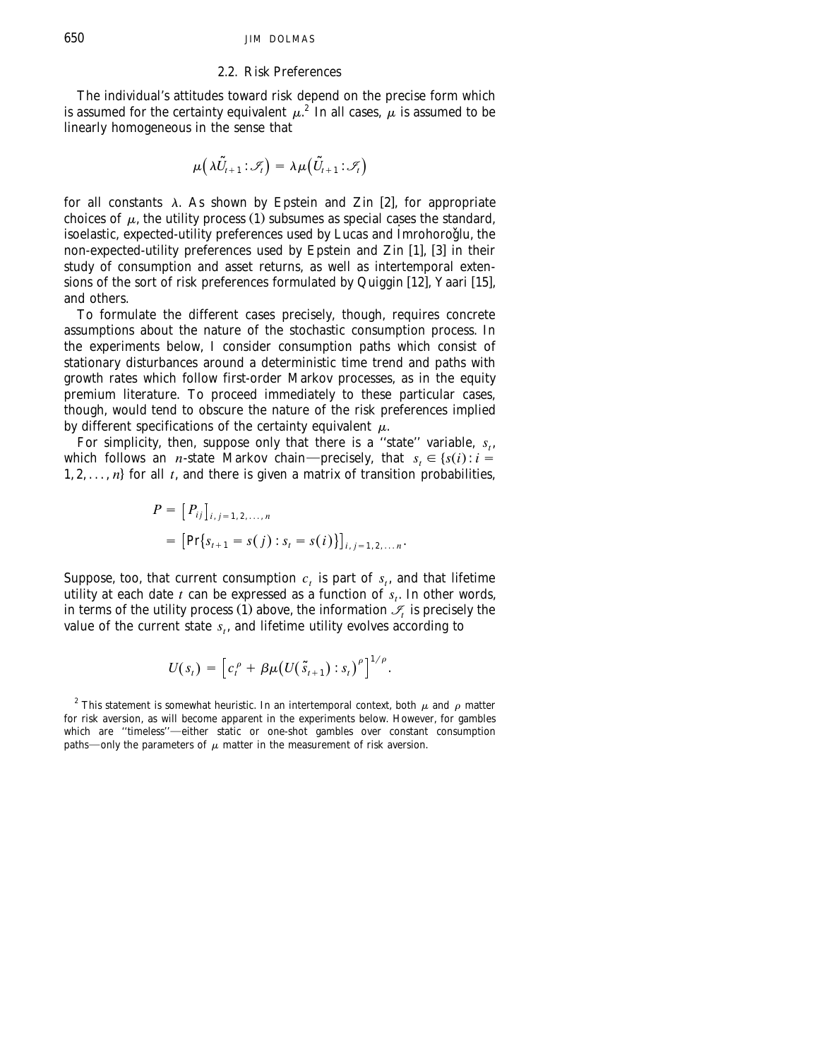### 2.2. Risk Preferences

The individual's attitudes toward risk depend on the precise form which is assumed for the certainty equivalent $\mu$.[2] In all cases, $\mu$ is assumed to be linearly homogeneous in the sense that

$$\mu\left(\lambda\tilde{U}_{t+1} : \mathscr{I}_t\right) = \lambda\mu\left(\tilde{U}_{t+1} : \mathscr{I}_t\right)$$

for all constants $\lambda$. As shown by Epstein and Zin [2], for appropriate choices of $\mu$, the utility process (1) subsumes as special cases the standard, isoelastic, expected-utility preferences used by Lucas and İmrohoroğlu, the non-expected-utility preferences used by Epstein and Zin [1], [3] in their study of consumption and asset returns, as well as intertemporal extensions of the sort of risk preferences formulated by Quiggin [12], Yaari [15], and others.

To formulate the different cases precisely, though, requires concrete assumptions about the nature of the stochastic consumption process. In the experiments below, I consider consumption paths which consist of stationary disturbances around a deterministic time trend and paths with growth rates which follow first-order Markov processes, as in the equity premium literature. To proceed immediately to these particular cases, though, would tend to obscure the nature of the risk preferences implied by different specifications of the certainty equivalent $\mu$.

For simplicity, then, suppose only that there is a "state" variable, $s_t$, which follows an $n$-state Markov chain—precisely, that $s_t \in \{s(i) : i = 1, 2, \ldots, n\}$ for all $t$, and there is given a matrix of transition probabilities,

$$\begin{aligned} P &= \left[P_{ij}\right]_{i,j=1,2,\ldots,n} \\ &= \left[\Pr\{s_{t+1} = s(j) : s_t = s(i)\}\right]_{i,j=1,2,\ldots,n}. \end{aligned}$$

Suppose, too, that current consumption $c_t$ is part of $s_t$, and that lifetime utility at each date $t$ can be expressed as a function of $s_t$. In other words, in terms of the utility process (1) above, the information $\mathscr{I}_t$ is precisely the value of the current state $s_t$, and lifetime utility evolves according to

$$U(s_t) = \left[c_t^{\rho} + \beta\mu\left(U(\tilde{s}_{t+1}) : s_t\right)^{\rho}\right]^{1/\rho}.$$

[2] This statement is somewhat heuristic. In an intertemporal context, both $\mu$ and $\rho$ matter for risk aversion, as will become apparent in the experiments below. However, for gambles which are "timeless"—either static or one-shot gambles over constant consumption paths—only the parameters of $\mu$ matter in the measurement of risk aversion.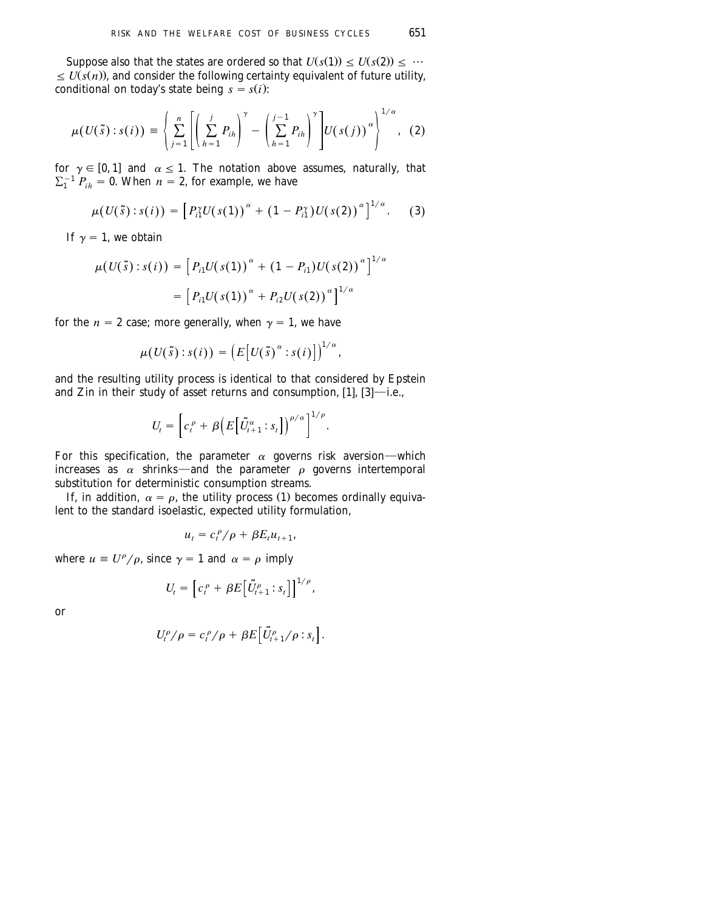Suppose also that the states are ordered so that $U(s(1)) \leq U(s(2)) \leq \cdots \leq U(s(n))$, and consider the following certainty equivalent of future utility, conditional on today's state being $s = s(i)$:

$$\mu(U(\tilde{s}) : s(i)) \equiv \left\{ \sum_{j=1}^{n} \left[ \left( \sum_{h=1}^{j} P_{ih} \right)^{\gamma} - \left( \sum_{h=1}^{j-1} P_{ih} \right)^{\gamma} \right] U(s(j))^{\alpha} \right\}^{1/\alpha}, \quad (2)$$

for $\gamma \in [0,1]$ and $\alpha \leq 1$. The notation above assumes, naturally, that $\sum_{1}^{-1} P_{ih} = 0$. When $n = 2$, for example, we have

$$\mu(U(\tilde{s}) : s(i)) = \left[ P_{i1}^{\gamma} U(s(1))^{\alpha} + (1 - P_{i1}^{\gamma}) U(s(2))^{\alpha} \right]^{1/\alpha}. \quad (3)$$

If $\gamma = 1$, we obtain

$$\begin{aligned} \mu(U(\tilde{s}) : s(i)) &= \left[ P_{i1} U(s(1))^{\alpha} + (1 - P_{i1}) U(s(2))^{\alpha} \right]^{1/\alpha} \\ &= \left[ P_{i1} U(s(1))^{\alpha} + P_{i2} U(s(2))^{\alpha} \right]^{1/\alpha} \end{aligned}$$

for the $n = 2$ case; more generally, when $\gamma = 1$, we have

$$\mu(U(\tilde{s}) : s(i)) = \left( E\left[ U(\tilde{s})^{\alpha} : s(i) \right] \right)^{1/\alpha},$$

and the resulting utility process is identical to that considered by Epstein and Zin in their study of asset returns and consumption, [1], [3]—i.e.,

$$U_t = \left[ c_t^{\rho} + \beta \left( E\left[ \tilde{U}_{t+1}^{\alpha} : s_t \right] \right)^{\rho/\alpha} \right]^{1/\rho}.$$

For this specification, the parameter $\alpha$ governs risk aversion—which increases as $\alpha$ shrinks—and the parameter $\rho$ governs intertemporal substitution for deterministic consumption streams.

If, in addition, $\alpha = \rho$, the utility process (1) becomes ordinally equivalent to the standard isoelastic, expected utility formulation,

$$u_t = c_t^{\rho}/\rho + \beta E_t u_{t+1},$$

where $u \equiv U^{\rho}/\rho$, since $\gamma = 1$ and $\alpha = \rho$ imply

$$U_t = \left[ c_t^{\rho} + \beta E\left[ \tilde{U}_{t+1}^{\rho} : s_t \right] \right]^{1/\rho},$$

or

$$U_t^{\rho}/\rho = c_t^{\rho}/\rho + \beta E\left[ \tilde{U}_{t+1}^{\rho}/\rho : s_t \right].$$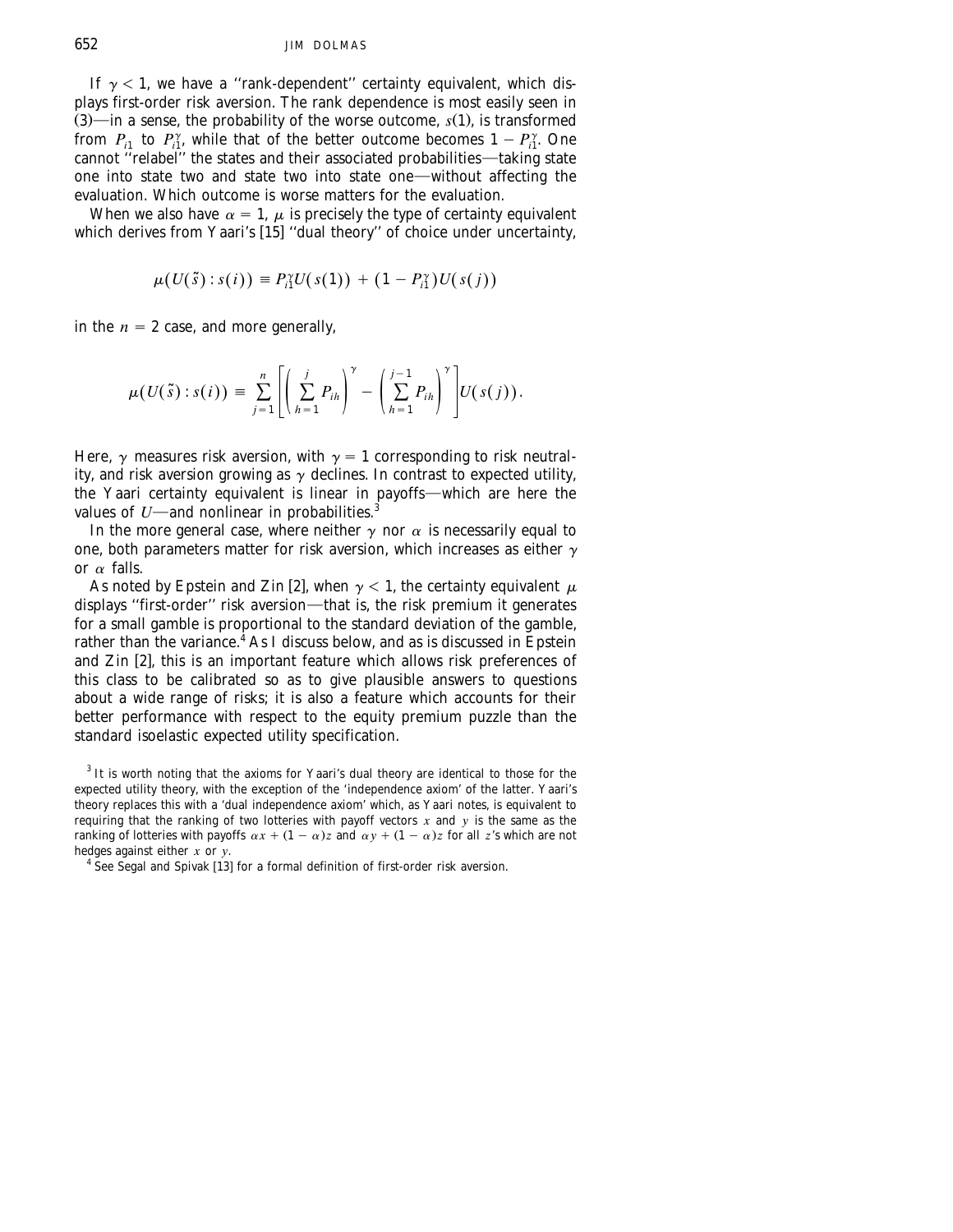If $\gamma < 1$, we have a "rank-dependent" certainty equivalent, which displays first-order risk aversion. The rank dependence is most easily seen in (3)—in a sense, the probability of the worse outcome, $s(1)$, is transformed from $P_{i1}$ to $P_{i1}^{\gamma}$, while that of the better outcome becomes $1 - P_{i1}^{\gamma}$. One cannot "relabel" the states and their associated probabilities—taking state one into state two and state two into state one—without affecting the evaluation. Which outcome is worse matters for the evaluation.

When we also have $\alpha = 1$, $\mu$ is precisely the type of certainty equivalent which derives from Yaari's [15] "dual theory" of choice under uncertainty,

$$\mu(U(\tilde{s}) : s(i)) \equiv P_{i1}^{\gamma} U(s(1)) + (1 - P_{i1}^{\gamma}) U(s(j))$$

in the $n = 2$ case, and more generally,

$$\mu(U(\tilde{s}) : s(i)) \equiv \sum_{j=1}^{n} \left[ \left( \sum_{h=1}^{j} P_{ih} \right)^{\gamma} - \left( \sum_{h=1}^{j-1} P_{ih} \right)^{\gamma} \right] U(s(j)).$$

Here, $\gamma$ measures risk aversion, with $\gamma = 1$ corresponding to risk neutrality, and risk aversion growing as $\gamma$ declines. In contrast to expected utility, the Yaari certainty equivalent is linear in payoffs—which are here the values of $U$—and nonlinear in probabilities.[3]

In the more general case, where neither $\gamma$ nor $\alpha$ is necessarily equal to one, both parameters matter for risk aversion, which increases as either $\gamma$ or $\alpha$ falls.

As noted by Epstein and Zin [2], when $\gamma < 1$, the certainty equivalent $\mu$ displays "first-order" risk aversion—that is, the risk premium it generates for a small gamble is proportional to the standard deviation of the gamble, rather than the variance.[4] As I discuss below, and as is discussed in Epstein and Zin [2], this is an important feature which allows risk preferences of this class to be calibrated so as to give plausible answers to questions about a wide range of risks; it is also a feature which accounts for their better performance with respect to the equity premium puzzle than the standard isoelastic expected utility specification.

[3] It is worth noting that the axioms for Yaari's dual theory are identical to those for the expected utility theory, with the exception of the 'independence axiom' of the latter. Yaari's theory replaces this with a 'dual independence axiom' which, as Yaari notes, is equivalent to requiring that the ranking of two lotteries with payoff vectors $x$ and $y$ is the same as the ranking of lotteries with payoffs $\alpha x + (1 - \alpha)z$ and $\alpha y + (1 - \alpha)z$ for all $z$'s which are not hedges against either $x$ or $y$.

[4] See Segal and Spivak [13] for a formal definition of first-order risk aversion.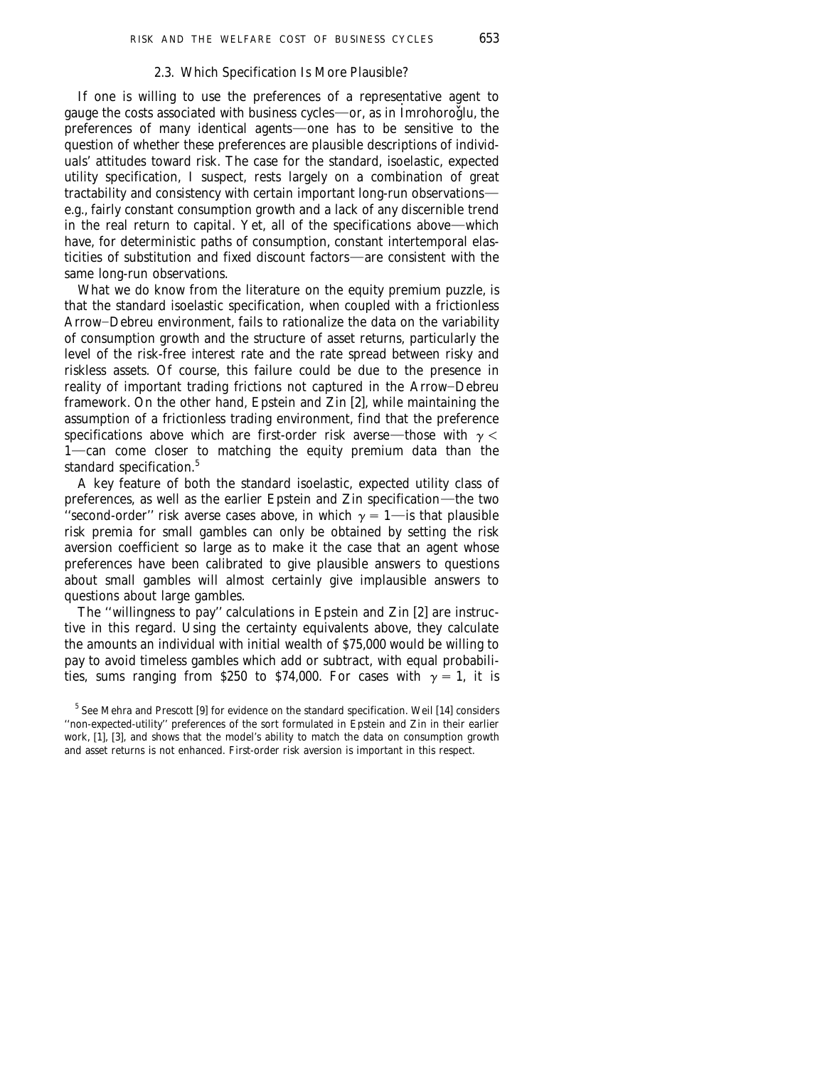### 2.3. Which Specification Is More Plausible?

If one is willing to use the preferences of a representative agent to gauge the costs associated with business cycles—or, as in İmrohoroğlu, the preferences of many identical agents—one has to be sensitive to the question of whether these preferences are plausible descriptions of individuals' attitudes toward risk. The case for the standard, isoelastic, expected utility specification, I suspect, rests largely on a combination of great tractability and consistency with certain important long-run observations—e.g., fairly constant consumption growth and a lack of any discernible trend in the real return to capital. Yet, all of the specifications above—which have, for deterministic paths of consumption, constant intertemporal elasticities of substitution and fixed discount factors—are consistent with the same long-run observations.

What we do know from the literature on the equity premium puzzle, is that the standard isoelastic specification, when coupled with a frictionless Arrow–Debreu environment, fails to rationalize the data on the variability of consumption growth and the structure of asset returns, particularly the level of the risk-free interest rate and the rate spread between risky and riskless assets. Of course, this failure could be due to the presence in reality of important trading frictions not captured in the Arrow–Debreu framework. On the other hand, Epstein and Zin [2], while maintaining the assumption of a frictionless trading environment, find that the preference specifications above which are first-order risk averse—those with $\gamma < 1$—can come closer to matching the equity premium data than the standard specification.[5]

A key feature of both the standard isoelastic, expected utility class of preferences, as well as the earlier Epstein and Zin specification—the two "second-order" risk averse cases above, in which $\gamma = 1$—is that plausible risk premia for small gambles can only be obtained by setting the risk aversion coefficient so large as to make it the case that an agent whose preferences have been calibrated to give plausible answers to questions about small gambles will almost certainly give implausible answers to questions about large gambles.

The "willingness to pay" calculations in Epstein and Zin [2] are instructive in this regard. Using the certainty equivalents above, they calculate the amounts an individual with initial wealth of $75,000 would be willing to pay to avoid timeless gambles which add or subtract, with equal probabilities, sums ranging from $250 to $74,000. For cases with $\gamma = 1$, it is

[5] See Mehra and Prescott [9] for evidence on the standard specification. Weil [14] considers "non-expected-utility" preferences of the sort formulated in Epstein and Zin in their earlier work, [1], [3], and shows that the model's ability to match the data on consumption growth and asset returns is not enhanced. First-order risk aversion is important in this respect.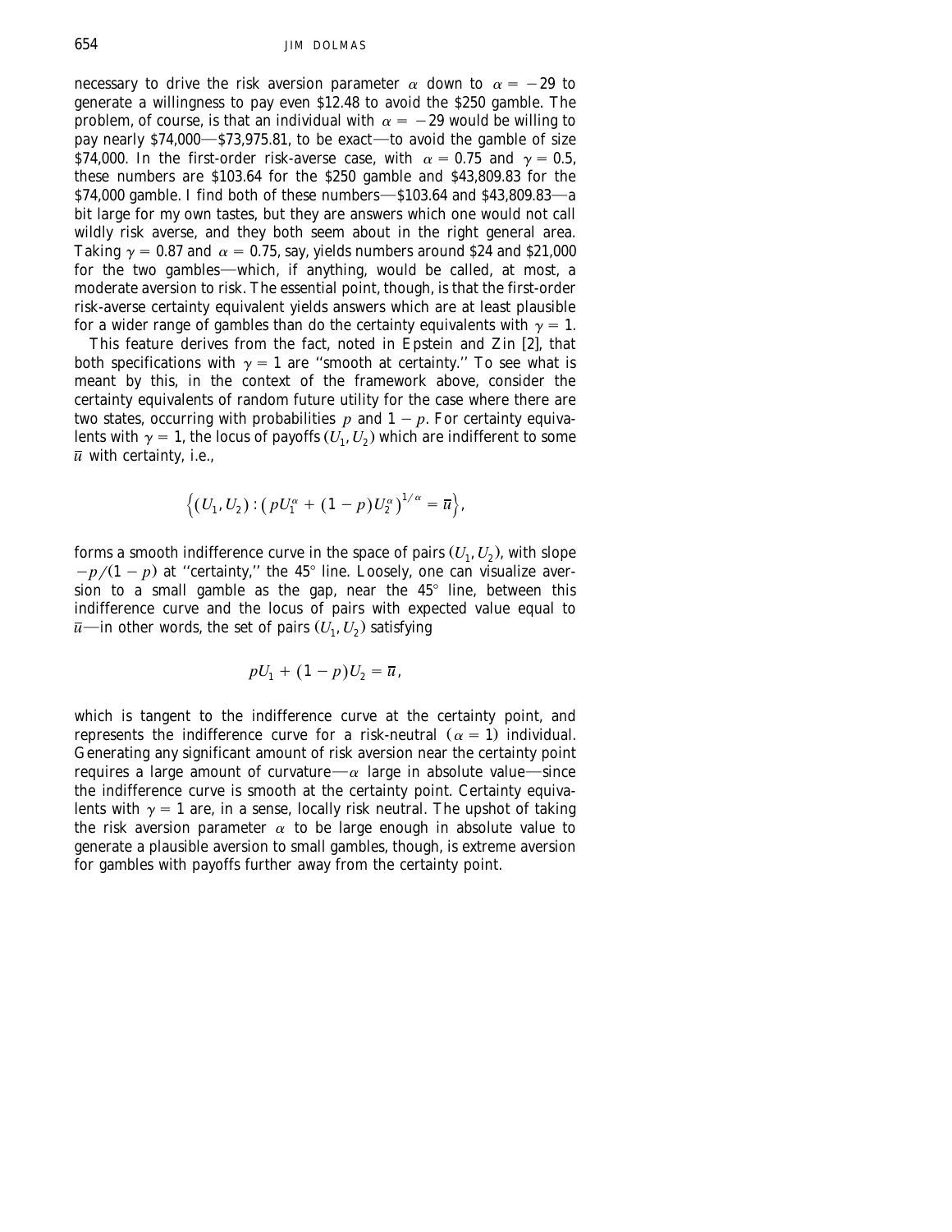necessary to drive the risk aversion parameter $\alpha$ down to $\alpha = -29$ to generate a willingness to pay even \$12.48 to avoid the \$250 gamble. The problem, of course, is that an individual with $\alpha = -29$ would be willing to pay nearly \$74,000—\$73,975.81, to be exact—to avoid the gamble of size \$74,000. In the first-order risk-averse case, with $\alpha = 0.75$ and $\gamma = 0.5$, these numbers are \$103.64 for the \$250 gamble and \$43,809.83 for the \$74,000 gamble. I find both of these numbers—\$103.64 and \$43,809.83—a bit large for my own tastes, but they are answers which one would not call wildly risk averse, and they both seem about in the right general area. Taking $\gamma = 0.87$ and $\alpha = 0.75$, say, yields numbers around \$24 and \$21,000 for the two gambles—which, if anything, would be called, at most, a moderate aversion to risk. The essential point, though, is that the first-order risk-averse certainty equivalent yields answers which are at least plausible for a wider range of gambles than do the certainty equivalents with $\gamma = 1$.

This feature derives from the fact, noted in Epstein and Zin [2], that both specifications with $\gamma = 1$ are "smooth at certainty." To see what is meant by this, in the context of the framework above, consider the certainty equivalents of random future utility for the case where there are two states, occurring with probabilities $p$ and $1 - p$. For certainty equivalents with $\gamma = 1$, the locus of payoffs $(U_1, U_2)$ which are indifferent to some $\bar{u}$ with certainty, i.e.,

$$\left\{(U_1, U_2) : \left(pU_1^{\alpha} + (1-p)U_2^{\alpha}\right)^{1/\alpha} = \bar{u}\right\},$$

forms a smooth indifference curve in the space of pairs $(U_1, U_2)$, with slope $-p/(1-p)$ at "certainty," the 45° line. Loosely, one can visualize aversion to a small gamble as the gap, near the 45° line, between this indifference curve and the locus of pairs with expected value equal to $\bar{u}$—in other words, the set of pairs $(U_1, U_2)$ satisfying

$$pU_1 + (1-p)U_2 = \bar{u},$$

which is tangent to the indifference curve at the certainty point, and represents the indifference curve for a risk-neutral ($\alpha = 1$) individual. Generating any significant amount of risk aversion near the certainty point requires a large amount of curvature—$\alpha$ large in absolute value—since the indifference curve is smooth at the certainty point. Certainty equivalents with $\gamma = 1$ are, in a sense, locally risk neutral. The upshot of taking the risk aversion parameter $\alpha$ to be large enough in absolute value to generate a plausible aversion to small gambles, though, is extreme aversion for gambles with payoffs further away from the certainty point.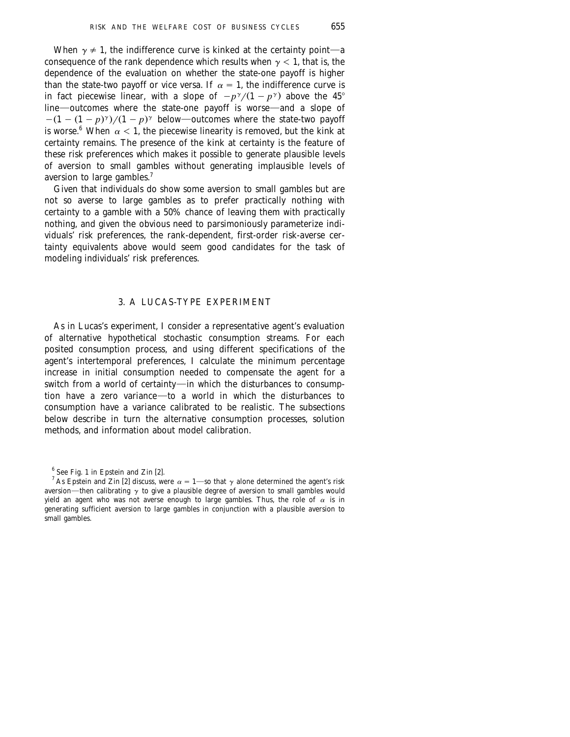When $\gamma \neq 1$, the indifference curve is kinked at the certainty point—a consequence of the rank dependence which results when $\gamma < 1$, that is, the dependence of the evaluation on whether the state-one payoff is higher than the state-two payoff or vice versa. If $\alpha = 1$, the indifference curve is in fact piecewise linear, with a slope of $-p^{\gamma}/(1-p^{\gamma})$ above the 45° line—outcomes where the state-one payoff is worse—and a slope of $-(1-(1-p)^{\gamma})/(1-p)^{\gamma}$ below—outcomes where the state-two payoff is worse.[6] When $\alpha < 1$, the piecewise linearity is removed, but the kink at certainty remains. The presence of the kink at certainty is the feature of these risk preferences which makes it possible to generate plausible levels of aversion to small gambles without generating implausible levels of aversion to large gambles.[7]

Given that individuals do show some aversion to small gambles but are not so averse to large gambles as to prefer practically nothing with certainty to a gamble with a 50% chance of leaving them with practically nothing, and given the obvious need to parsimoniously parameterize individuals' risk preferences, the rank-dependent, first-order risk-averse certainty equivalents above would seem good candidates for the task of modeling individuals' risk preferences.

## 3. A LUCAS-TYPE EXPERIMENT

As in Lucas's experiment, I consider a representative agent's evaluation of alternative hypothetical stochastic consumption streams. For each posited consumption process, and using different specifications of the agent's intertemporal preferences, I calculate the minimum percentage increase in initial consumption needed to compensate the agent for a switch from a world of certainty—in which the disturbances to consumption have a zero variance—to a world in which the disturbances to consumption have a variance calibrated to be realistic. The subsections below describe in turn the alternative consumption processes, solution methods, and information about model calibration.

---

[6] See Fig. 1 in Epstein and Zin [2].

[7] As Epstein and Zin [2] discuss, were $\alpha = 1$—so that $\gamma$ alone determined the agent's risk aversion—then calibrating $\gamma$ to give a plausible degree of aversion to small gambles would yield an agent who was not averse enough to large gambles. Thus, the role of $\alpha$ is in generating sufficient aversion to large gambles in conjunction with a plausible aversion to small gambles.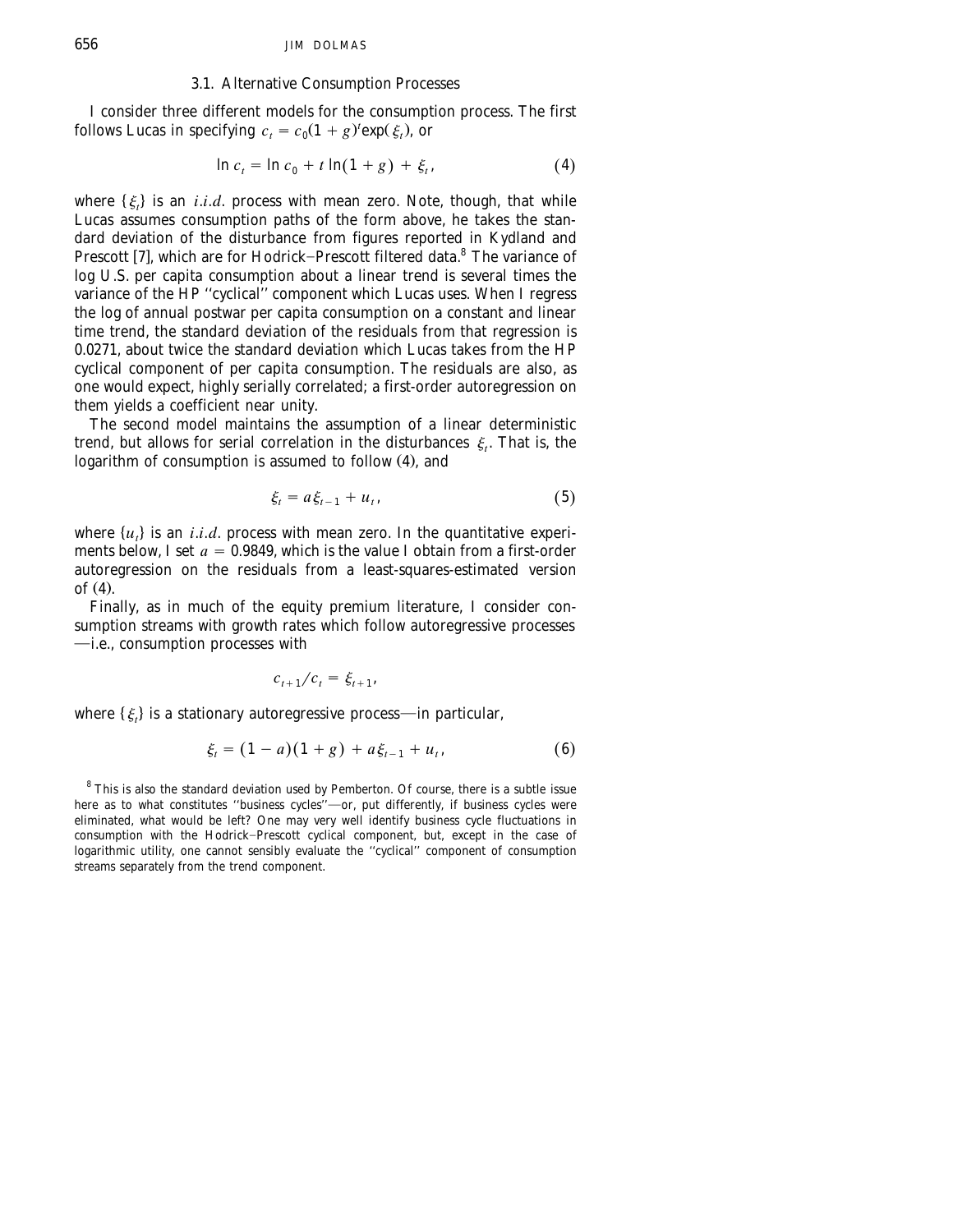### 3.1. Alternative Consumption Processes

I consider three different models for the consumption process. The first follows Lucas in specifying $c_t = c_0(1+g)^t \exp(\xi_t)$, or

$$\ln c_t = \ln c_0 + t \ln(1+g) + \xi_t, \tag{4}$$

where $\{\xi_t\}$ is an *i.i.d.* process with mean zero. Note, though, that while Lucas assumes consumption paths of the form above, he takes the standard deviation of the disturbance from figures reported in Kydland and Prescott [7], which are for Hodrick–Prescott filtered data.[8] The variance of log U.S. per capita consumption about a linear trend is several times the variance of the HP "cyclical" component which Lucas uses. When I regress the log of annual postwar per capita consumption on a constant and linear time trend, the standard deviation of the residuals from that regression is 0.0271, about twice the standard deviation which Lucas takes from the HP cyclical component of per capita consumption. The residuals are also, as one would expect, highly serially correlated; a first-order autoregression on them yields a coefficient near unity.

The second model maintains the assumption of a linear deterministic trend, but allows for serial correlation in the disturbances $\xi_t$. That is, the logarithm of consumption is assumed to follow (4), and

$$\xi_t = a\xi_{t-1} + u_t, \tag{5}$$

where $\{u_t\}$ is an *i.i.d.* process with mean zero. In the quantitative experiments below, I set $a = 0.9849$, which is the value I obtain from a first-order autoregression on the residuals from a least-squares-estimated version of (4).

Finally, as in much of the equity premium literature, I consider consumption streams with growth rates which follow autoregressive processes—i.e., consumption processes with

$$c_{t+1}/c_t = \xi_{t+1},$$

where $\{\xi_t\}$ is a stationary autoregressive process—in particular,

$$\xi_t = (1-a)(1+g) + a\xi_{t-1} + u_t, \tag{6}$$

[8] This is also the standard deviation used by Pemberton. Of course, there is a subtle issue here as to what constitutes "business cycles"—or, put differently, if business cycles were eliminated, what would be left? One may very well identify business cycle fluctuations in consumption with the Hodrick–Prescott cyclical component, but, except in the case of logarithmic utility, one cannot sensibly evaluate the "cyclical" component of consumption streams separately from the trend component.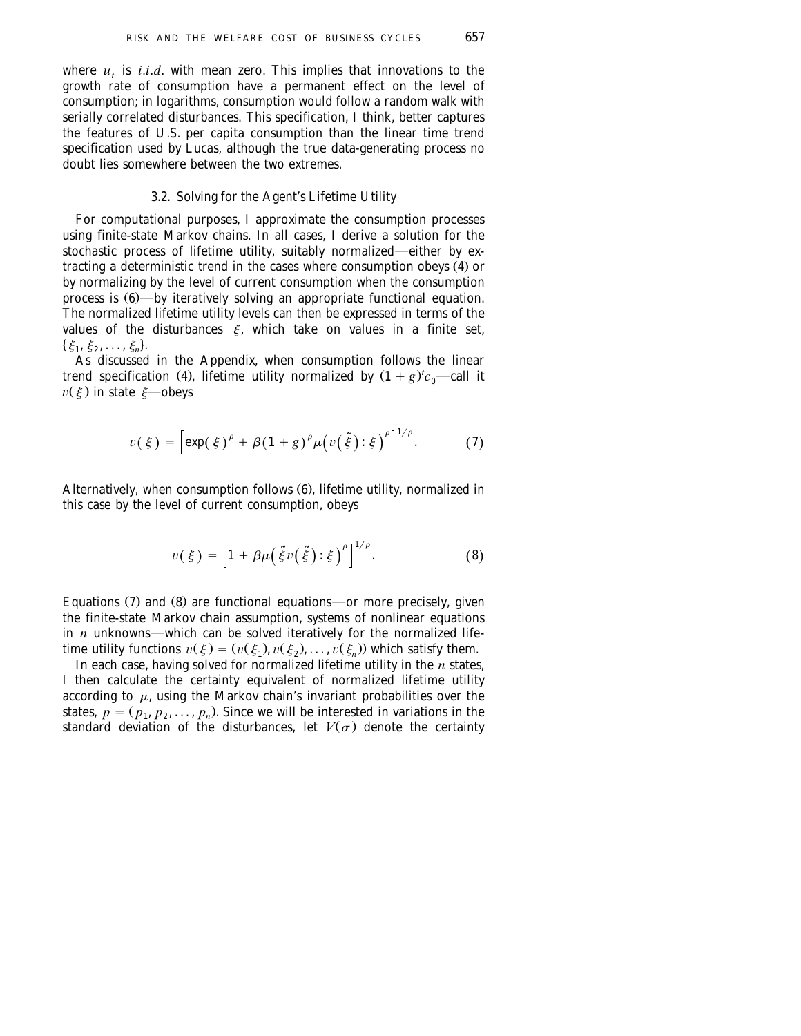where $u_t$ is *i.i.d.* with mean zero. This implies that innovations to the growth rate of consumption have a permanent effect on the level of consumption; in logarithms, consumption would follow a random walk with serially correlated disturbances. This specification, I think, better captures the features of U.S. per capita consumption than the linear time trend specification used by Lucas, although the true data-generating process no doubt lies somewhere between the two extremes.

### 3.2. Solving for the Agent's Lifetime Utility

For computational purposes, I approximate the consumption processes using finite-state Markov chains. In all cases, I derive a solution for the stochastic process of lifetime utility, suitably normalized—either by extracting a deterministic trend in the cases where consumption obeys (4) or by normalizing by the level of current consumption when the consumption process is (6)—by iteratively solving an appropriate functional equation. The normalized lifetime utility levels can then be expressed in terms of the values of the disturbances $\xi$, which take on values in a finite set, $\{\xi_1, \xi_2, \ldots, \xi_n\}$.

As discussed in the Appendix, when consumption follows the linear trend specification (4), lifetime utility normalized by $(1+g)^t c_0$—call it $v(\xi)$ in state $\xi$—obeys

$$v(\xi) = \Big[\exp(\xi)^\rho + \beta(1+g)^\rho \mu\big(v(\tilde{\xi}) : \xi\big)^\rho\Big]^{1/\rho}. \tag{7}$$

Alternatively, when consumption follows (6), lifetime utility, normalized in this case by the level of current consumption, obeys

$$v(\xi) = \Big[1 + \beta\mu\big(\tilde{\xi} v(\tilde{\xi}) : \xi\big)^\rho\Big]^{1/\rho}. \tag{8}$$

Equations (7) and (8) are functional equations—or more precisely, given the finite-state Markov chain assumption, systems of nonlinear equations in $n$ unknowns—which can be solved iteratively for the normalized lifetime utility functions $v(\xi) = (v(\xi_1), v(\xi_2), \ldots, v(\xi_n))$ which satisfy them.

In each case, having solved for normalized lifetime utility in the $n$ states, I then calculate the certainty equivalent of normalized lifetime utility according to $\mu$, using the Markov chain's invariant probabilities over the states, $p = (p_1, p_2, \ldots, p_n)$. Since we will be interested in variations in the standard deviation of the disturbances, let $V(\sigma)$ denote the certainty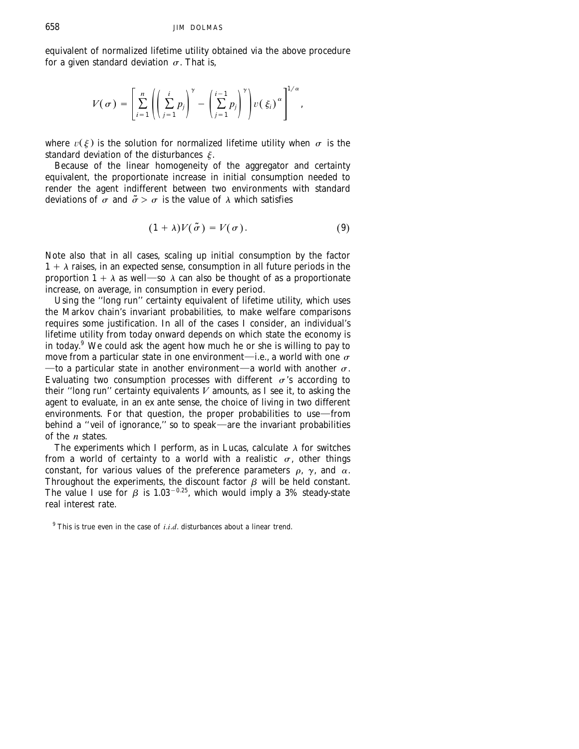equivalent of normalized lifetime utility obtained via the above procedure for a given standard deviation $\sigma$. That is,

$$V(\sigma) = \left[ \sum_{i=1}^{n} \left( \left( \sum_{j=1}^{i} p_j \right)^{\gamma} - \left( \sum_{j=1}^{i-1} p_j \right)^{\gamma} \right) v(\xi_i)^{\alpha} \right]^{1/\alpha},$$

where $v(\xi)$ is the solution for normalized lifetime utility when $\sigma$ is the standard deviation of the disturbances $\xi$.

Because of the linear homogeneity of the aggregator and certainty equivalent, the proportionate increase in initial consumption needed to render the agent indifferent between two environments with standard deviations of $\sigma$ and $\tilde{\sigma} > \sigma$ is the value of $\lambda$ which satisfies

$$(1 + \lambda)V(\tilde{\sigma}) = V(\sigma). \tag{9}$$

Note also that in all cases, scaling up initial consumption by the factor $1 + \lambda$ raises, in an expected sense, consumption in all future periods in the proportion $1 + \lambda$ as well—so $\lambda$ can also be thought of as a proportionate increase, on average, in consumption in every period.

Using the "long run" certainty equivalent of lifetime utility, which uses the Markov chain's invariant probabilities, to make welfare comparisons requires some justification. In all of the cases I consider, an individual's lifetime utility from today onward depends on which state the economy is in today.[9] We could ask the agent how much he or she is willing to pay to move from a particular state in one environment—i.e., a world with one $\sigma$—to a particular state in another environment—a world with another $\sigma$. Evaluating two consumption processes with different $\sigma$'s according to their "long run" certainty equivalents $V$ amounts, as I see it, to asking the agent to evaluate, in an ex ante sense, the choice of living in two different environments. For that question, the proper probabilities to use—from behind a "veil of ignorance," so to speak—are the invariant probabilities of the $n$ states.

The experiments which I perform, as in Lucas, calculate $\lambda$ for switches from a world of certainty to a world with a realistic $\sigma$, other things constant, for various values of the preference parameters $\rho$, $\gamma$, and $\alpha$. Throughout the experiments, the discount factor $\beta$ will be held constant. The value I use for $\beta$ is $1.03^{-0.25}$, which would imply a 3% steady-state real interest rate.

[9] This is true even in the case of *i.i.d.* disturbances about a linear trend.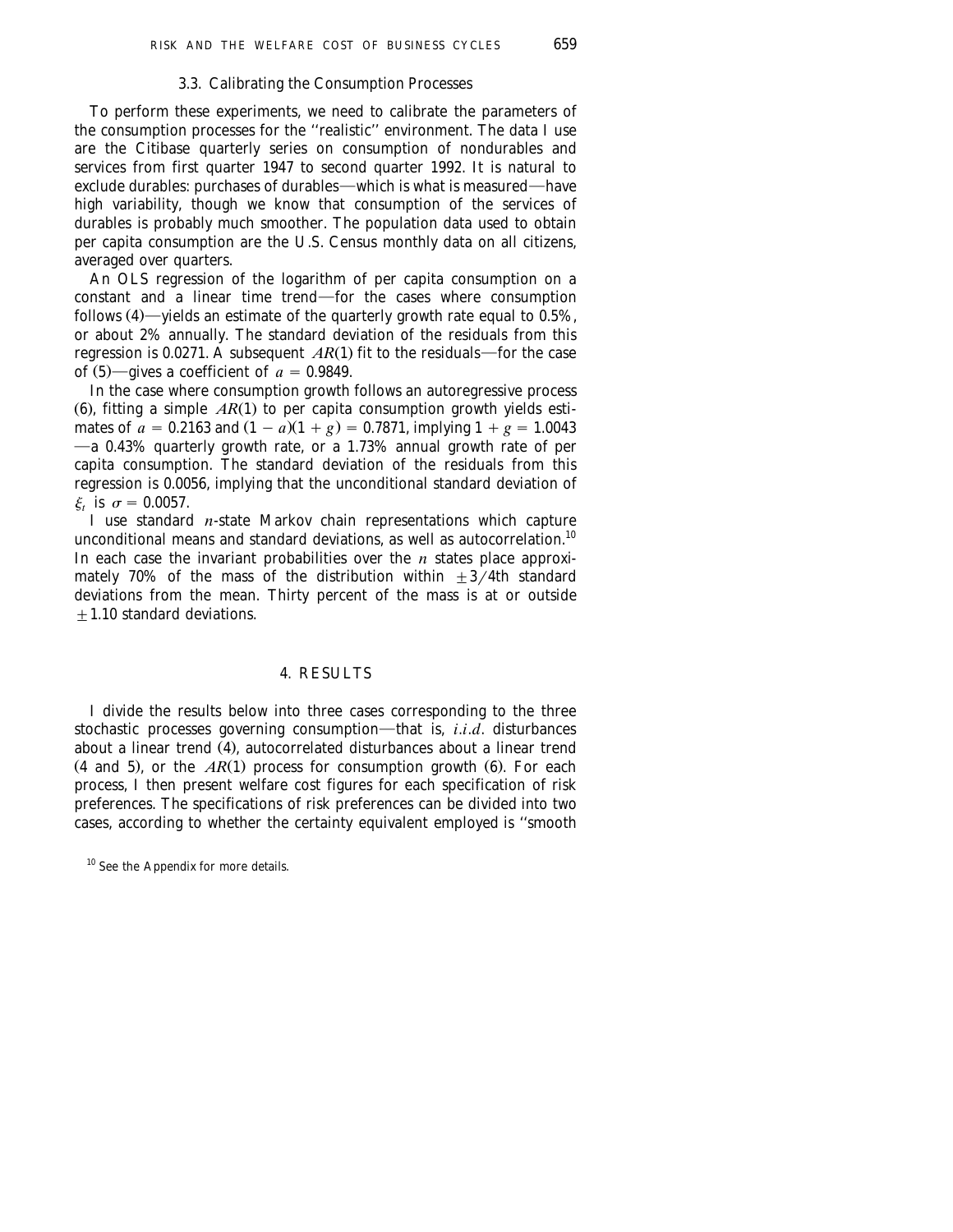### 3.3. Calibrating the Consumption Processes

To perform these experiments, we need to calibrate the parameters of the consumption processes for the "realistic" environment. The data I use are the Citibase quarterly series on consumption of nondurables and services from first quarter 1947 to second quarter 1992. It is natural to exclude durables: purchases of durables—which is what is measured—have high variability, though we know that consumption of the services of durables is probably much smoother. The population data used to obtain per capita consumption are the U.S. Census monthly data on all citizens, averaged over quarters.

An OLS regression of the logarithm of per capita consumption on a constant and a linear time trend—for the cases where consumption follows (4)—yields an estimate of the quarterly growth rate equal to 0.5%, or about 2% annually. The standard deviation of the residuals from this regression is 0.0271. A subsequent $AR(1)$ fit to the residuals—for the case of (5)—gives a coefficient of $a = 0.9849$.

In the case where consumption growth follows an autoregressive process (6), fitting a simple $AR(1)$ to per capita consumption growth yields estimates of $a = 0.2163$ and $(1 - a)(1 + g) = 0.7871$, implying $1 + g = 1.0043$ —a 0.43% quarterly growth rate, or a 1.73% annual growth rate of per capita consumption. The standard deviation of the residuals from this regression is 0.0056, implying that the unconditional standard deviation of $\xi_t$ is $\sigma = 0.0057$.

I use standard $n$-state Markov chain representations which capture unconditional means and standard deviations, as well as autocorrelation.[10] In each case the invariant probabilities over the $n$ states place approximately 70% of the mass of the distribution within $\pm 3/4$th standard deviations from the mean. Thirty percent of the mass is at or outside $\pm 1.10$ standard deviations.

## 4. RESULTS

I divide the results below into three cases corresponding to the three stochastic processes governing consumption—that is, *i.i.d.* disturbances about a linear trend (4), autocorrelated disturbances about a linear trend (4 and 5), or the $AR(1)$ process for consumption growth (6). For each process, I then present welfare cost figures for each specification of risk preferences. The specifications of risk preferences can be divided into two cases, according to whether the certainty equivalent employed is "smooth

[10] See the Appendix for more details.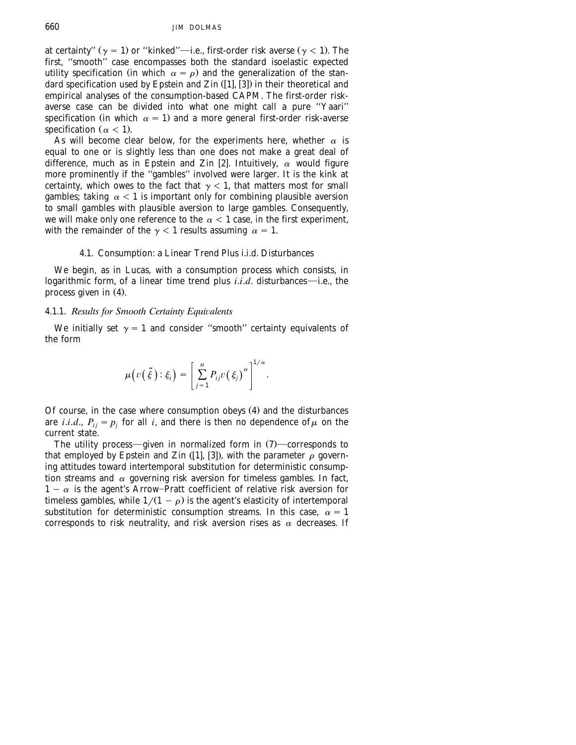at certainty'' ($\gamma = 1$) or ''kinked''—i.e., first-order risk averse ($\gamma < 1$). The first, ''smooth'' case encompasses both the standard isoelastic expected utility specification (in which $\alpha = \rho$) and the generalization of the standard specification used by Epstein and Zin ([1], [3]) in their theoretical and empirical analyses of the consumption-based CAPM. The first-order risk-averse case can be divided into what one might call a pure ''Yaari'' specification (in which $\alpha = 1$) and a more general first-order risk-averse specification ($\alpha < 1$).

As will become clear below, for the experiments here, whether $\alpha$ is equal to one or is slightly less than one does not make a great deal of difference, much as in Epstein and Zin [2]. Intuitively, $\alpha$ would figure more prominently if the ''gambles'' involved were larger. It is the kink at certainty, which owes to the fact that $\gamma < 1$, that matters most for small gambles; taking $\alpha < 1$ is important only for combining plausible aversion to small gambles with plausible aversion to large gambles. Consequently, we will make only one reference to the $\alpha < 1$ case, in the first experiment, with the remainder of the $\gamma < 1$ results assuming $\alpha = 1$.

### 4.1. Consumption: a Linear Trend Plus i.i.d. Disturbances

We begin, as in Lucas, with a consumption process which consists, in logarithmic form, of a linear time trend plus *i.i.d.* disturbances—i.e., the process given in (4).

#### 4.1.1. *Results for Smooth Certainty Equivalents*

We initially set $\gamma = 1$ and consider ''smooth'' certainty equivalents of the form

$$\mu\left(v(\tilde{\xi}) : \xi_i\right) = \left[\sum_{j=1}^{n} P_{ij} v(\xi_j)^{\alpha}\right]^{1/\alpha}.$$

Of course, in the case where consumption obeys (4) and the disturbances are *i.i.d.*, $P_{ij} = p_j$ for all $i$, and there is then no dependence of $\mu$ on the current state.

The utility process—given in normalized form in (7)—corresponds to that employed by Epstein and Zin ([1], [3]), with the parameter $\rho$ governing attitudes toward intertemporal substitution for deterministic consumption streams and $\alpha$ governing risk aversion for timeless gambles. In fact, $1 - \alpha$ is the agent's Arrow–Pratt coefficient of relative risk aversion for timeless gambles, while $1/(1 - \rho)$ is the agent's elasticity of intertemporal substitution for deterministic consumption streams. In this case, $\alpha = 1$ corresponds to risk neutrality, and risk aversion rises as $\alpha$ decreases. If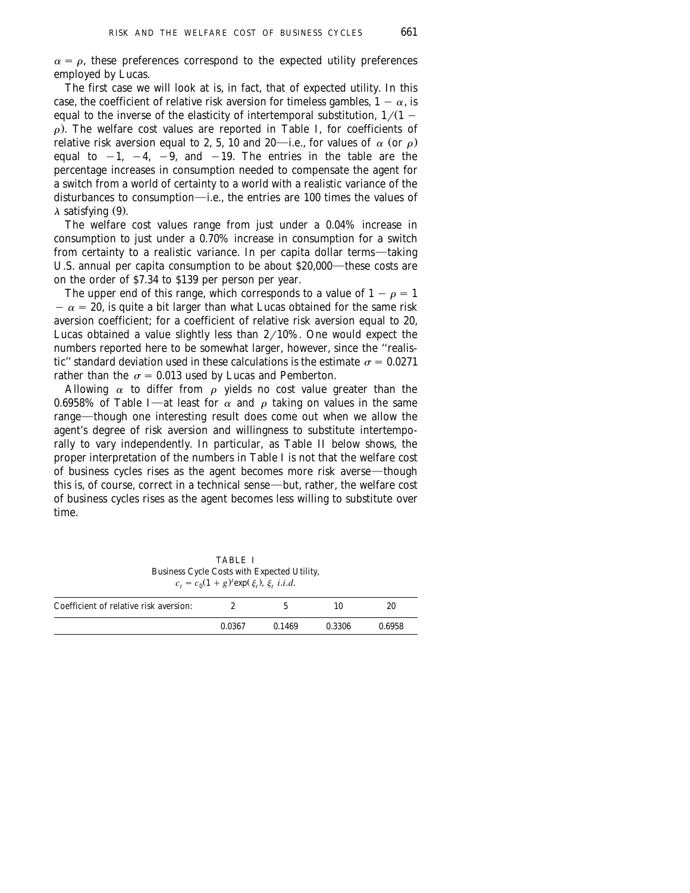$\alpha = \rho$, these preferences correspond to the expected utility preferences employed by Lucas.

The first case we will look at is, in fact, that of expected utility. In this case, the coefficient of relative risk aversion for timeless gambles, $1 - \alpha$, is equal to the inverse of the elasticity of intertemporal substitution, $1/(1 - \rho)$. The welfare cost values are reported in Table I, for coefficients of relative risk aversion equal to 2, 5, 10 and 20—i.e., for values of $\alpha$ (or $\rho$) equal to $-1$, $-4$, $-9$, and $-19$. The entries in the table are the percentage increases in consumption needed to compensate the agent for a switch from a world of certainty to a world with a realistic variance of the disturbances to consumption—i.e., the entries are 100 times the values of $\lambda$ satisfying (9).

The welfare cost values range from just under a 0.04% increase in consumption to just under a 0.70% increase in consumption for a switch from certainty to a realistic variance. In per capita dollar terms—taking U.S. annual per capita consumption to be about \$20,000—these costs are on the order of \$7.34 to \$139 per person per year.

The upper end of this range, which corresponds to a value of $1 - \rho = 1 - \alpha = 20$, is quite a bit larger than what Lucas obtained for the same risk aversion coefficient; for a coefficient of relative risk aversion equal to 20, Lucas obtained a value slightly less than 2/10%. One would expect the numbers reported here to be somewhat larger, however, since the "realistic" standard deviation used in these calculations is the estimate $\sigma = 0.0271$ rather than the $\sigma = 0.013$ used by Lucas and Pemberton.

Allowing $\alpha$ to differ from $\rho$ yields no cost value greater than the 0.6958% of Table I—at least for $\alpha$ and $\rho$ taking on values in the same range—though one interesting result does come out when we allow the agent's degree of risk aversion and willingness to substitute intertemporally to vary independently. In particular, as Table II below shows, the proper interpretation of the numbers in Table I is not that the welfare cost of business cycles rises as the agent becomes more risk averse—though this is, of course, correct in a technical sense—but, rather, the welfare cost of business cycles rises as the agent becomes less willing to substitute over time.

TABLE I
Business Cycle Costs with Expected Utility,
$c_t = c_0(1+g)^t \exp(\xi_t)$, $\xi_t$ *i.i.d.*

| Coefficient of relative risk aversion: | 2 | 5 | 10 | 20 |
|---|---|---|---|---|
| | 0.0367 | 0.1469 | 0.3306 | 0.6958 |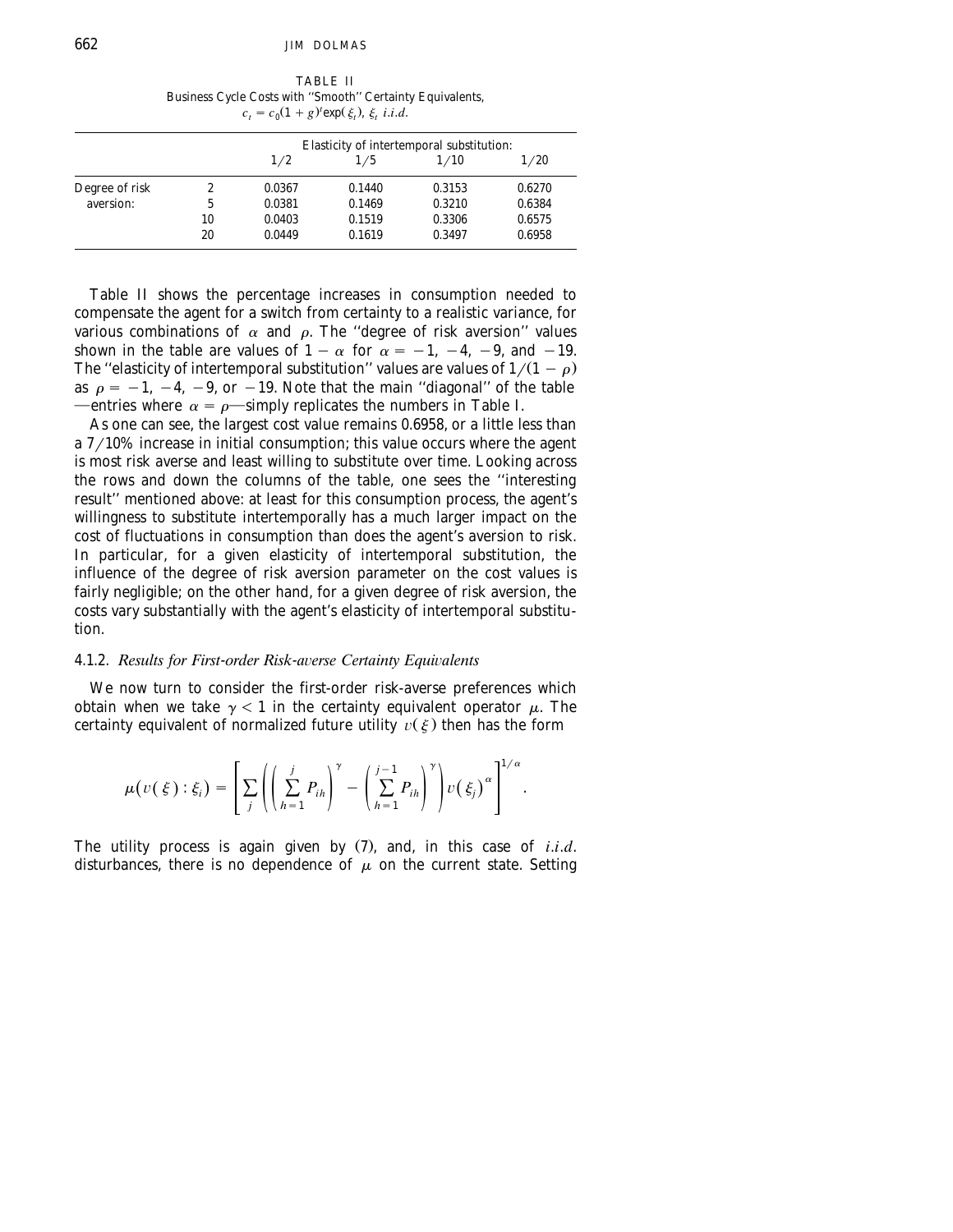TABLE II
Business Cycle Costs with "Smooth" Certainty Equivalents, $c_t = c_0(1+g)^t \exp(\xi_t)$, $\xi_t$ *i.i.d.*

| | | Elasticity of intertemporal substitution: | | | |
|---|---|---|---|---|---|
| | | 1/2 | 1/5 | 1/10 | 1/20 |
| Degree of risk aversion: | 2 | 0.0367 | 0.1440 | 0.3153 | 0.6270 |
| | 5 | 0.0381 | 0.1469 | 0.3210 | 0.6384 |
| | 10 | 0.0403 | 0.1519 | 0.3306 | 0.6575 |
| | 20 | 0.0449 | 0.1619 | 0.3497 | 0.6958 |

Table II shows the percentage increases in consumption needed to compensate the agent for a switch from certainty to a realistic variance, for various combinations of $\alpha$ and $\rho$. The "degree of risk aversion" values shown in the table are values of $1 - \alpha$ for $\alpha = -1, -4, -9$, and $-19$. The "elasticity of intertemporal substitution" values are values of $1/(1-\rho)$ as $\rho = -1, -4, -9$, or $-19$. Note that the main "diagonal" of the table —entries where $\alpha = \rho$—simply replicates the numbers in Table I.

As one can see, the largest cost value remains 0.6958, or a little less than a 7/10% increase in initial consumption; this value occurs where the agent is most risk averse and least willing to substitute over time. Looking across the rows and down the columns of the table, one sees the "interesting result" mentioned above: at least for this consumption process, the agent's willingness to substitute intertemporally has a much larger impact on the cost of fluctuations in consumption than does the agent's aversion to risk. In particular, for a given elasticity of intertemporal substitution, the influence of the degree of risk aversion parameter on the cost values is fairly negligible; on the other hand, for a given degree of risk aversion, the costs vary substantially with the agent's elasticity of intertemporal substitution.

#### 4.1.2. *Results for First-order Risk-averse Certainty Equivalents*

We now turn to consider the first-order risk-averse preferences which obtain when we take $\gamma < 1$ in the certainty equivalent operator $\mu$. The certainty equivalent of normalized future utility $v(\xi)$ then has the form

$$\mu(v(\xi) : \xi_i) = \left[ \sum_j \left( \left( \sum_{h=1}^{j} P_{ih} \right)^{\gamma} - \left( \sum_{h=1}^{j-1} P_{ih} \right)^{\gamma} \right) v(\xi_j)^{\alpha} \right]^{1/\alpha}.$$

The utility process is again given by (7), and, in this case of *i.i.d.* disturbances, there is no dependence of $\mu$ on the current state. Setting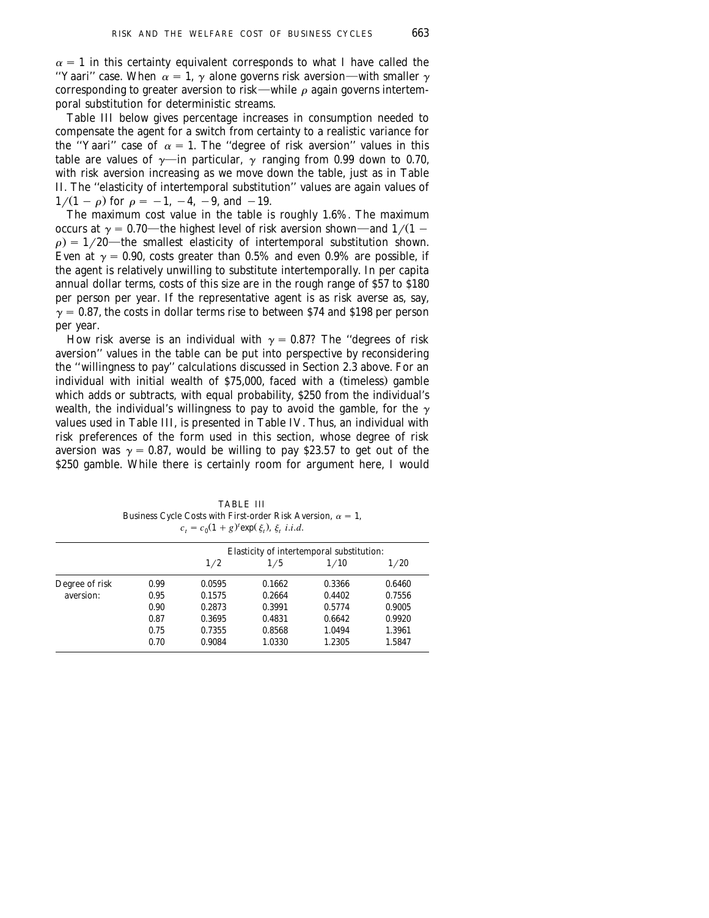$\alpha = 1$ in this certainty equivalent corresponds to what I have called the "Yaari" case. When $\alpha = 1$, $\gamma$ alone governs risk aversion—with smaller $\gamma$ corresponding to greater aversion to risk—while $\rho$ again governs intertemporal substitution for deterministic streams.

Table III below gives percentage increases in consumption needed to compensate the agent for a switch from certainty to a realistic variance for the "Yaari" case of $\alpha = 1$. The "degree of risk aversion" values in this table are values of $\gamma$—in particular, $\gamma$ ranging from 0.99 down to 0.70, with risk aversion increasing as we move down the table, just as in Table II. The "elasticity of intertemporal substitution" values are again values of $1/(1-\rho)$ for $\rho = -1, -4, -9,$ and $-19$.

The maximum cost value in the table is roughly 1.6%. The maximum occurs at $\gamma = 0.70$—the highest level of risk aversion shown—and $1/(1-\rho) = 1/20$—the smallest elasticity of intertemporal substitution shown. Even at $\gamma = 0.90$, costs greater than 0.5% and even 0.9% are possible, if the agent is relatively unwilling to substitute intertemporally. In per capita annual dollar terms, costs of this size are in the rough range of \$57 to \$180 per person per year. If the representative agent is as risk averse as, say, $\gamma = 0.87$, the costs in dollar terms rise to between \$74 and \$198 per person per year.

How risk averse is an individual with $\gamma = 0.87$? The "degrees of risk aversion" values in the table can be put into perspective by reconsidering the "willingness to pay" calculations discussed in Section 2.3 above. For an individual with initial wealth of \$75,000, faced with a (timeless) gamble which adds or subtracts, with equal probability, \$250 from the individual's wealth, the individual's willingness to pay to avoid the gamble, for the $\gamma$ values used in Table III, is presented in Table IV. Thus, an individual with risk preferences of the form used in this section, whose degree of risk aversion was $\gamma = 0.87$, would be willing to pay \$23.57 to get out of the \$250 gamble. While there is certainly room for argument here, I would

TABLE III

Business Cycle Costs with First-order Risk Aversion, $\alpha = 1$, $c_t = c_0(1+g)^t \exp(\xi_t)$, $\xi_t$ *i.i.d.*

| | | Elasticity of intertemporal substitution: | | | |
|---|---|---|---|---|---|
| | | 1/2 | 1/5 | 1/10 | 1/20 |
| Degree of risk aversion: | 0.99 | 0.0595 | 0.1662 | 0.3366 | 0.6460 |
| | 0.95 | 0.1575 | 0.2664 | 0.4402 | 0.7556 |
| | 0.90 | 0.2873 | 0.3991 | 0.5774 | 0.9005 |
| | 0.87 | 0.3695 | 0.4831 | 0.6642 | 0.9920 |
| | 0.75 | 0.7355 | 0.8568 | 1.0494 | 1.3961 |
| | 0.70 | 0.9084 | 1.0330 | 1.2305 | 1.5847 |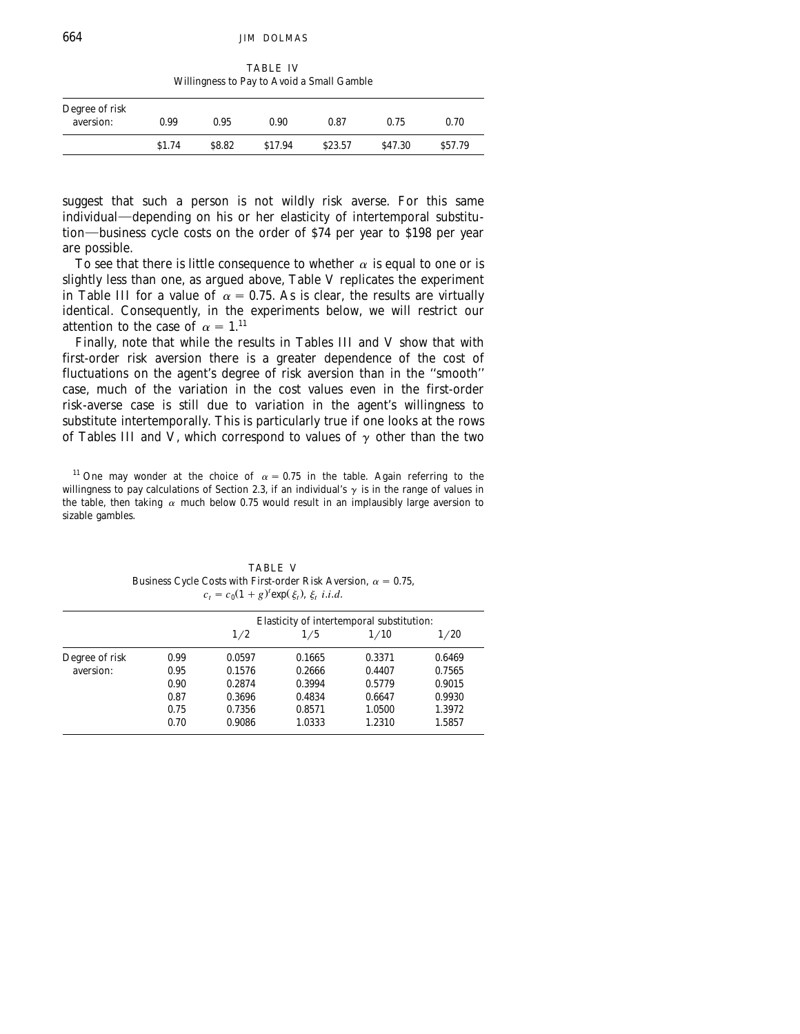TABLE IV
Willingness to Pay to Avoid a Small Gamble

| Degree of risk aversion: | 0.99 | 0.95 | 0.90 | 0.87 | 0.75 | 0.70 |
|---|---|---|---|---|---|---|
| | \$1.74 | \$8.82 | \$17.94 | \$23.57 | \$47.30 | \$57.79 |

suggest that such a person is not wildly risk averse. For this same individual—depending on his or her elasticity of intertemporal substitution—business cycle costs on the order of \$74 per year to \$198 per year are possible.

To see that there is little consequence to whether $\alpha$ is equal to one or is slightly less than one, as argued above, Table V replicates the experiment in Table III for a value of $\alpha = 0.75$. As is clear, the results are virtually identical. Consequently, in the experiments below, we will restrict our attention to the case of $\alpha = 1$.[11]

Finally, note that while the results in Tables III and V show that with first-order risk aversion there is a greater dependence of the cost of fluctuations on the agent's degree of risk aversion than in the "smooth" case, much of the variation in the cost values even in the first-order risk-averse case is still due to variation in the agent's willingness to substitute intertemporally. This is particularly true if one looks at the rows of Tables III and V, which correspond to values of $\gamma$ other than the two

[11] One may wonder at the choice of $\alpha = 0.75$ in the table. Again referring to the willingness to pay calculations of Section 2.3, if an individual's $\gamma$ is in the range of values in the table, then taking $\alpha$ much below 0.75 would result in an implausibly large aversion to sizable gambles.

TABLE V
Business Cycle Costs with First-order Risk Aversion, $\alpha = 0.75$, $c_t = c_0(1+g)^t \exp(\xi_t)$, $\xi_t$ *i.i.d.*

| | | Elasticity of intertemporal substitution: | | | |
|---|---|---|---|---|---|
| | | 1/2 | 1/5 | 1/10 | 1/20 |
| Degree of risk aversion: | 0.99 | 0.0597 | 0.1665 | 0.3371 | 0.6469 |
| | 0.95 | 0.1576 | 0.2666 | 0.4407 | 0.7565 |
| | 0.90 | 0.2874 | 0.3994 | 0.5779 | 0.9015 |
| | 0.87 | 0.3696 | 0.4834 | 0.6647 | 0.9930 |
| | 0.75 | 0.7356 | 0.8571 | 1.0500 | 1.3972 |
| | 0.70 | 0.9086 | 1.0333 | 1.2310 | 1.5857 |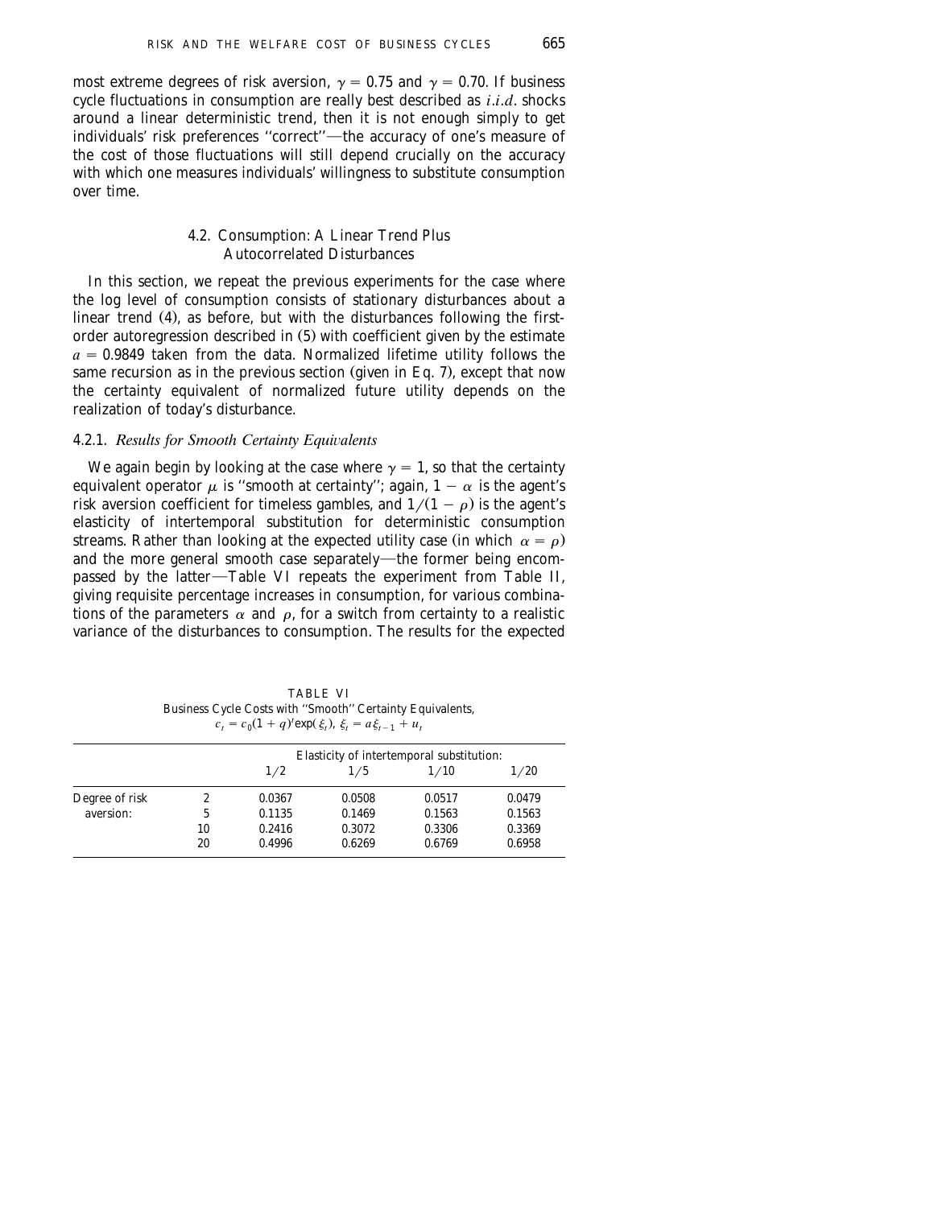most extreme degrees of risk aversion, $\gamma = 0.75$ and $\gamma = 0.70$. If business cycle fluctuations in consumption are really best described as *i.i.d.* shocks around a linear deterministic trend, then it is not enough simply to get individuals' risk preferences "correct"—the accuracy of one's measure of the cost of those fluctuations will still depend crucially on the accuracy with which one measures individuals' willingness to substitute consumption over time.

### 4.2. Consumption: A Linear Trend Plus Autocorrelated Disturbances

In this section, we repeat the previous experiments for the case where the log level of consumption consists of stationary disturbances about a linear trend (4), as before, but with the disturbances following the first-order autoregression described in (5) with coefficient given by the estimate $a = 0.9849$ taken from the data. Normalized lifetime utility follows the same recursion as in the previous section (given in Eq. 7), except that now the certainty equivalent of normalized future utility depends on the realization of today's disturbance.

#### 4.2.1. *Results for Smooth Certainty Equivalents*

We again begin by looking at the case where $\gamma = 1$, so that the certainty equivalent operator $\mu$ is "smooth at certainty"; again, $1 - \alpha$ is the agent's risk aversion coefficient for timeless gambles, and $1/(1 - \rho)$ is the agent's elasticity of intertemporal substitution for deterministic consumption streams. Rather than looking at the expected utility case (in which $\alpha = \rho$) and the more general smooth case separately—the former being encompassed by the latter—Table VI repeats the experiment from Table II, giving requisite percentage increases in consumption, for various combinations of the parameters $\alpha$ and $\rho$, for a switch from certainty to a realistic variance of the disturbances to consumption. The results for the expected

TABLE VI
Business Cycle Costs with "Smooth" Certainty Equivalents,
$c_t = c_0(1 + q)^t \exp(\xi_t)$, $\xi_t = a\xi_{t-1} + u_t$

| | | Elasticity of intertemporal substitution: | | | |
|---|---|---|---|---|---|
| | | 1/2 | 1/5 | 1/10 | 1/20 |
| Degree of risk aversion: | 2 | 0.0367 | 0.0508 | 0.0517 | 0.0479 |
| | 5 | 0.1135 | 0.1469 | 0.1563 | 0.1563 |
| | 10 | 0.2416 | 0.3072 | 0.3306 | 0.3369 |
| | 20 | 0.4996 | 0.6269 | 0.6769 | 0.6958 |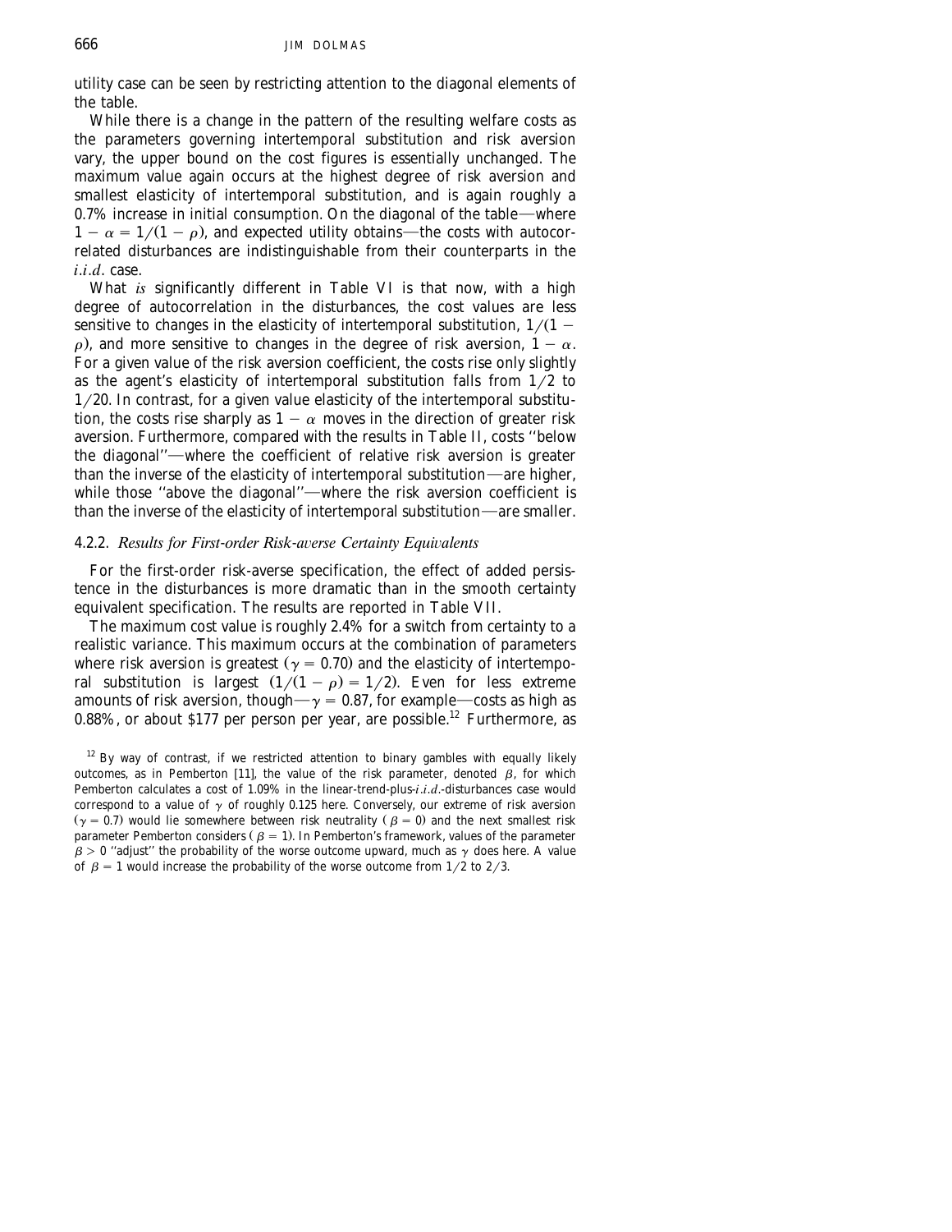utility case can be seen by restricting attention to the diagonal elements of the table.

While there is a change in the pattern of the resulting welfare costs as the parameters governing intertemporal substitution and risk aversion vary, the upper bound on the cost figures is essentially unchanged. The maximum value again occurs at the highest degree of risk aversion and smallest elasticity of intertemporal substitution, and is again roughly a 0.7% increase in initial consumption. On the diagonal of the table—where $1 - \alpha = 1/(1 - \rho)$, and expected utility obtains—the costs with autocorrelated disturbances are indistinguishable from their counterparts in the *i.i.d.* case.

What *is* significantly different in Table VI is that now, with a high degree of autocorrelation in the disturbances, the cost values are less sensitive to changes in the elasticity of intertemporal substitution, $1/(1 - \rho)$, and more sensitive to changes in the degree of risk aversion, $1 - \alpha$. For a given value of the risk aversion coefficient, the costs rise only slightly as the agent's elasticity of intertemporal substitution falls from $1/2$ to $1/20$. In contrast, for a given value elasticity of the intertemporal substitution, the costs rise sharply as $1 - \alpha$ moves in the direction of greater risk aversion. Furthermore, compared with the results in Table II, costs "below the diagonal"—where the coefficient of relative risk aversion is greater than the inverse of the elasticity of intertemporal substitution—are higher, while those "above the diagonal"—where the risk aversion coefficient is than the inverse of the elasticity of intertemporal substitution—are smaller.

### 4.2.2. *Results for First-order Risk-averse Certainty Equivalents*

For the first-order risk-averse specification, the effect of added persistence in the disturbances is more dramatic than in the smooth certainty equivalent specification. The results are reported in Table VII.

The maximum cost value is roughly 2.4% for a switch from certainty to a realistic variance. This maximum occurs at the combination of parameters where risk aversion is greatest ($\gamma = 0.70$) and the elasticity of intertemporal substitution is largest ($1/(1 - \rho) = 1/2$). Even for less extreme amounts of risk aversion, though—$\gamma = 0.87$, for example—costs as high as 0.88%, or about \$177 per person per year, are possible.[12] Furthermore, as

[12] By way of contrast, if we restricted attention to binary gambles with equally likely outcomes, as in Pemberton [11], the value of the risk parameter, denoted $\beta$, for which Pemberton calculates a cost of 1.09% in the linear-trend-plus-*i.i.d.*-disturbances case would correspond to a value of $\gamma$ of roughly 0.125 here. Conversely, our extreme of risk aversion ($\gamma = 0.7$) would lie somewhere between risk neutrality ($\beta = 0$) and the next smallest risk parameter Pemberton considers ($\beta = 1$). In Pemberton's framework, values of the parameter $\beta > 0$ "adjust" the probability of the worse outcome upward, much as $\gamma$ does here. A value of $\beta = 1$ would increase the probability of the worse outcome from $1/2$ to $2/3$.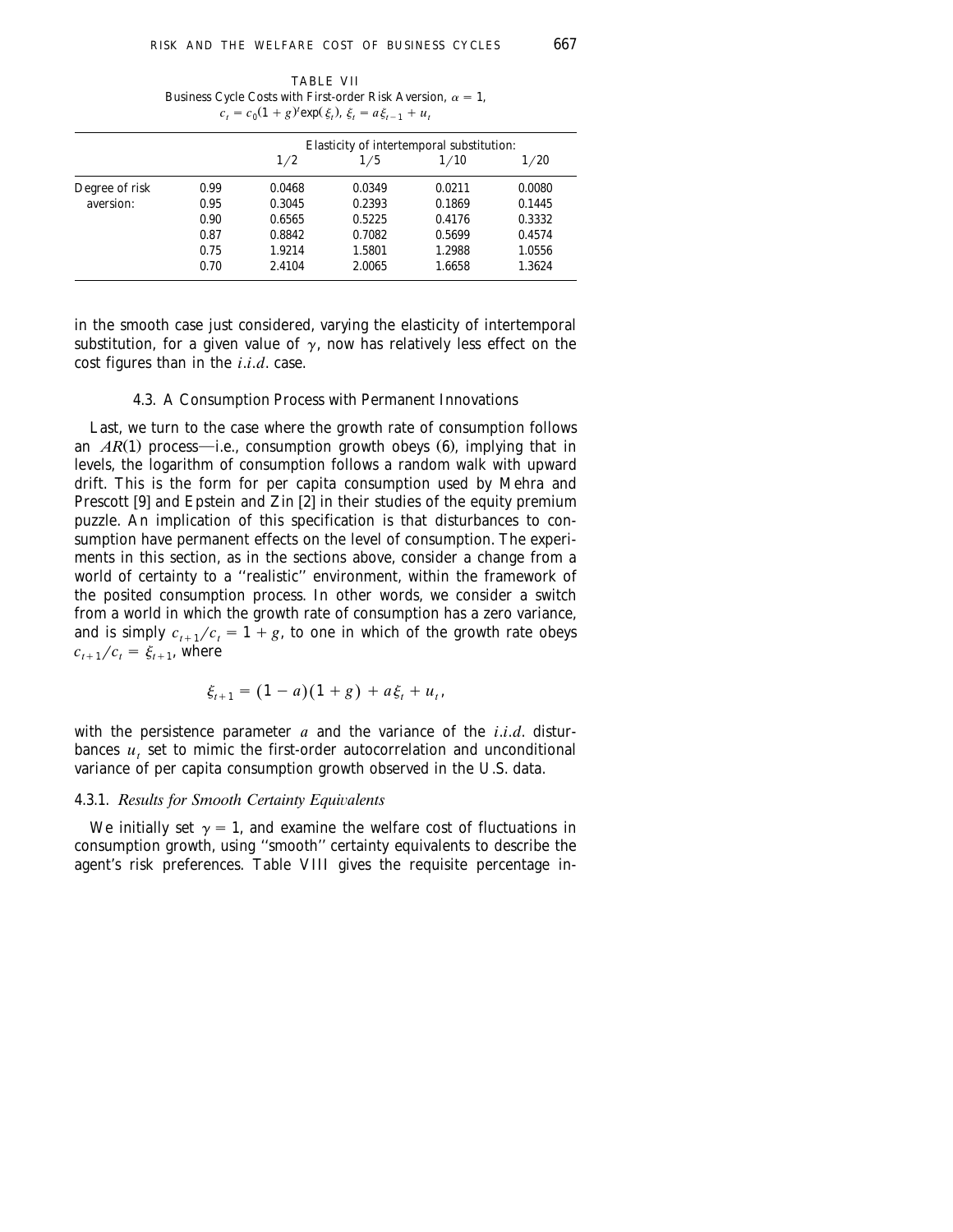TABLE VII
Business Cycle Costs with First-order Risk Aversion, $\alpha = 1$,
$c_t = c_0(1+g)^t \exp(\xi_t)$, $\xi_t = a\xi_{t-1} + u_t$

| | | Elasticity of intertemporal substitution: | | | |
|---|---|---|---|---|---|
| | | 1/2 | 1/5 | 1/10 | 1/20 |
| Degree of risk aversion: | 0.99 | 0.0468 | 0.0349 | 0.0211 | 0.0080 |
| | 0.95 | 0.3045 | 0.2393 | 0.1869 | 0.1445 |
| | 0.90 | 0.6565 | 0.5225 | 0.4176 | 0.3332 |
| | 0.87 | 0.8842 | 0.7082 | 0.5699 | 0.4574 |
| | 0.75 | 1.9214 | 1.5801 | 1.2988 | 1.0556 |
| | 0.70 | 2.4104 | 2.0065 | 1.6658 | 1.3624 |

in the smooth case just considered, varying the elasticity of intertemporal substitution, for a given value of $\gamma$, now has relatively less effect on the cost figures than in the *i.i.d.* case.

### 4.3. A Consumption Process with Permanent Innovations

Last, we turn to the case where the growth rate of consumption follows an $AR(1)$ process—i.e., consumption growth obeys (6), implying that in levels, the logarithm of consumption follows a random walk with upward drift. This is the form for per capita consumption used by Mehra and Prescott [9] and Epstein and Zin [2] in their studies of the equity premium puzzle. An implication of this specification is that disturbances to consumption have permanent effects on the level of consumption. The experiments in this section, as in the sections above, consider a change from a world of certainty to a "realistic" environment, within the framework of the posited consumption process. In other words, we consider a switch from a world in which the growth rate of consumption has a zero variance, and is simply $c_{t+1}/c_t = 1 + g$, to one in which of the growth rate obeys $c_{t+1}/c_t = \xi_{t+1}$, where

$$\xi_{t+1} = (1-a)(1+g) + a\xi_t + u_t,$$

with the persistence parameter $a$ and the variance of the *i.i.d.* disturbances $u_t$ set to mimic the first-order autocorrelation and unconditional variance of per capita consumption growth observed in the U.S. data.

#### 4.3.1. *Results for Smooth Certainty Equivalents*

We initially set $\gamma = 1$, and examine the welfare cost of fluctuations in consumption growth, using "smooth" certainty equivalents to describe the agent's risk preferences. Table VIII gives the requisite percentage in-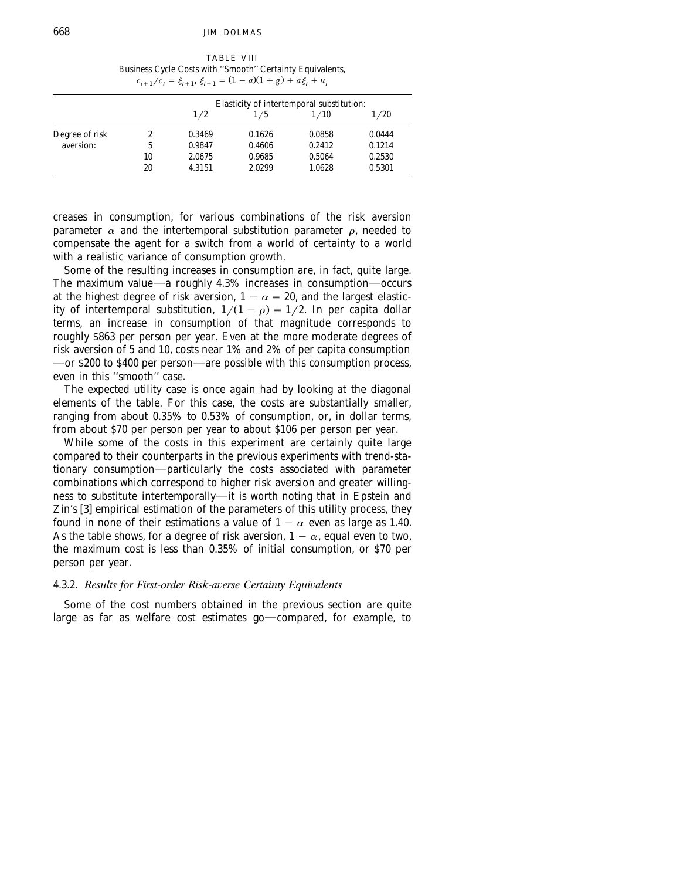TABLE VIII
Business Cycle Costs with "Smooth" Certainty Equivalents,
$c_{t+1}/c_t = \xi_{t+1}$, $\xi_{t+1} = (1-a)(1+g) + a\xi_t + u_t$

| | | Elasticity of intertemporal substitution: | | | |
|---|---|---|---|---|---|
| | | 1/2 | 1/5 | 1/10 | 1/20 |
| Degree of risk aversion: | 2 | 0.3469 | 0.1626 | 0.0858 | 0.0444 |
| | 5 | 0.9847 | 0.4606 | 0.2412 | 0.1214 |
| | 10 | 2.0675 | 0.9685 | 0.5064 | 0.2530 |
| | 20 | 4.3151 | 2.0299 | 1.0628 | 0.5301 |

creases in consumption, for various combinations of the risk aversion parameter $\alpha$ and the intertemporal substitution parameter $\rho$, needed to compensate the agent for a switch from a world of certainty to a world with a realistic variance of consumption growth.

Some of the resulting increases in consumption are, in fact, quite large. The maximum value—a roughly 4.3% increases in consumption—occurs at the highest degree of risk aversion, $1 - \alpha = 20$, and the largest elasticity of intertemporal substitution, $1/(1-\rho) = 1/2$. In per capita dollar terms, an increase in consumption of that magnitude corresponds to roughly \$863 per person per year. Even at the more moderate degrees of risk aversion of 5 and 10, costs near 1% and 2% of per capita consumption—or \$200 to \$400 per person—are possible with this consumption process, even in this "smooth" case.

The expected utility case is once again had by looking at the diagonal elements of the table. For this case, the costs are substantially smaller, ranging from about 0.35% to 0.53% of consumption, or, in dollar terms, from about \$70 per person per year to about \$106 per person per year.

While some of the costs in this experiment are certainly quite large compared to their counterparts in the previous experiments with trend-stationary consumption—particularly the costs associated with parameter combinations which correspond to higher risk aversion and greater willingness to substitute intertemporally—it is worth noting that in Epstein and Zin's [3] empirical estimation of the parameters of this utility process, they found in none of their estimations a value of $1 - \alpha$ even as large as 1.40. As the table shows, for a degree of risk aversion, $1 - \alpha$, equal even to two, the maximum cost is less than 0.35% of initial consumption, or \$70 per person per year.

### 4.3.2. *Results for First-order Risk-averse Certainty Equivalents*

Some of the cost numbers obtained in the previous section are quite large as far as welfare cost estimates go—compared, for example, to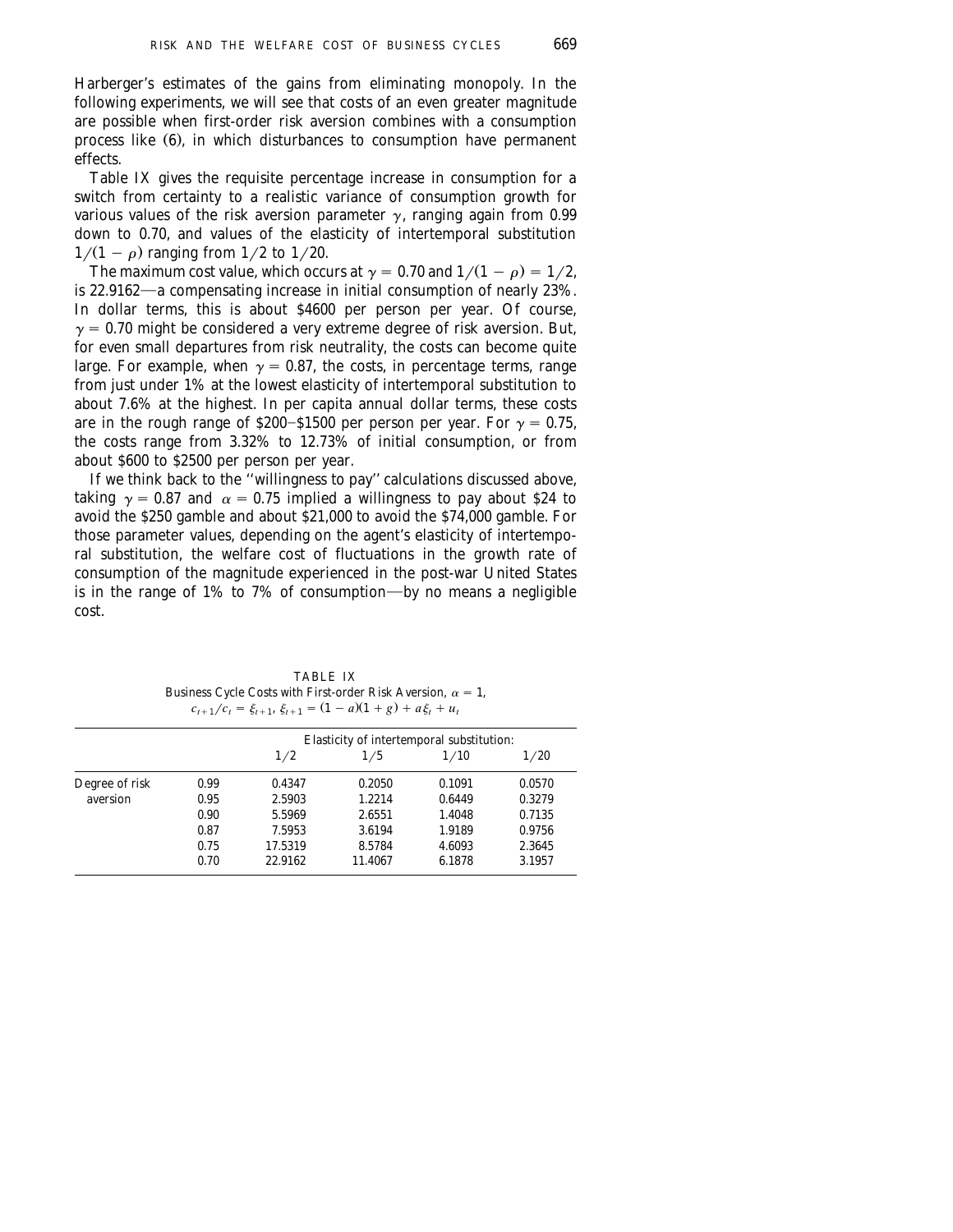Harberger's estimates of the gains from eliminating monopoly. In the following experiments, we will see that costs of an even greater magnitude are possible when first-order risk aversion combines with a consumption process like (6), in which disturbances to consumption have permanent effects.

Table IX gives the requisite percentage increase in consumption for a switch from certainty to a realistic variance of consumption growth for various values of the risk aversion parameter $\gamma$, ranging again from 0.99 down to 0.70, and values of the elasticity of intertemporal substitution $1/(1-\rho)$ ranging from $1/2$ to $1/20$.

The maximum cost value, which occurs at $\gamma = 0.70$ and $1/(1-\rho) = 1/2$, is 22.9162—a compensating increase in initial consumption of nearly 23%. In dollar terms, this is about \$4600 per person per year. Of course, $\gamma = 0.70$ might be considered a very extreme degree of risk aversion. But, for even small departures from risk neutrality, the costs can become quite large. For example, when $\gamma = 0.87$, the costs, in percentage terms, range from just under 1% at the lowest elasticity of intertemporal substitution to about 7.6% at the highest. In per capita annual dollar terms, these costs are in the rough range of \$200–\$1500 per person per year. For $\gamma = 0.75$, the costs range from 3.32% to 12.73% of initial consumption, or from about \$600 to \$2500 per person per year.

If we think back to the "willingness to pay" calculations discussed above, taking $\gamma = 0.87$ and $\alpha = 0.75$ implied a willingness to pay about \$24 to avoid the \$250 gamble and about \$21,000 to avoid the \$74,000 gamble. For those parameter values, depending on the agent's elasticity of intertemporal substitution, the welfare cost of fluctuations in the growth rate of consumption of the magnitude experienced in the post-war United States is in the range of 1% to 7% of consumption—by no means a negligible cost.

TABLE IX
Business Cycle Costs with First-order Risk Aversion, $\alpha = 1$,
$c_{t+1}/c_t = \xi_{t+1}$, $\xi_{t+1} = (1-a)(1+g) + a\xi_t + u_t$

| | | Elasticity of intertemporal substitution: | | | |
|---|---|---|---|---|---|
| | | 1/2 | 1/5 | 1/10 | 1/20 |
| Degree of risk aversion | 0.99 | 0.4347 | 0.2050 | 0.1091 | 0.0570 |
| | 0.95 | 2.5903 | 1.2214 | 0.6449 | 0.3279 |
| | 0.90 | 5.5969 | 2.6551 | 1.4048 | 0.7135 |
| | 0.87 | 7.5953 | 3.6194 | 1.9189 | 0.9756 |
| | 0.75 | 17.5319 | 8.5784 | 4.6093 | 2.3645 |
| | 0.70 | 22.9162 | 11.4067 | 6.1878 | 3.1957 |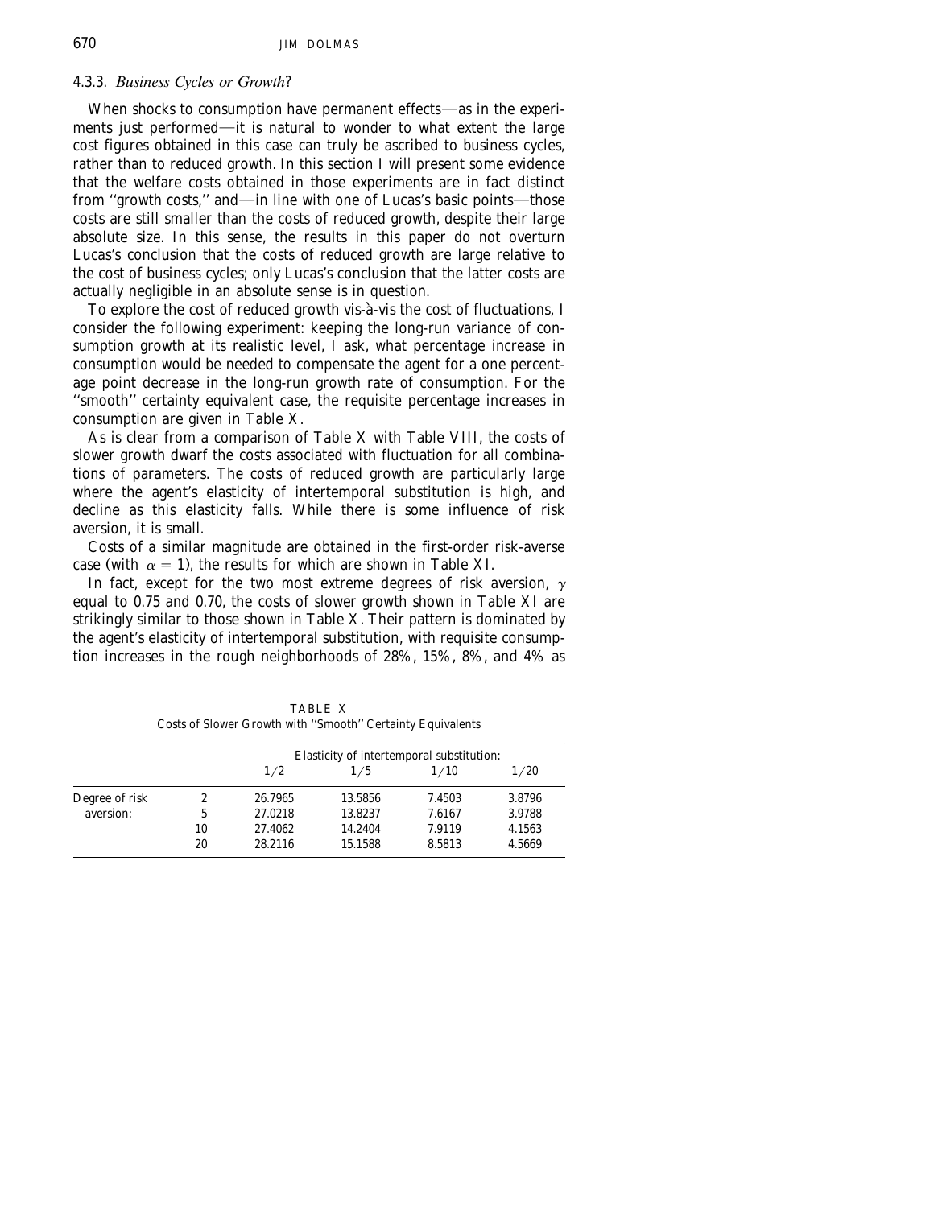### 4.3.3. *Business Cycles or Growth*?

When shocks to consumption have permanent effects—as in the experiments just performed—it is natural to wonder to what extent the large cost figures obtained in this case can truly be ascribed to business cycles, rather than to reduced growth. In this section I will present some evidence that the welfare costs obtained in those experiments are in fact distinct from "growth costs," and—in line with one of Lucas's basic points—those costs are still smaller than the costs of reduced growth, despite their large absolute size. In this sense, the results in this paper do not overturn Lucas's conclusion that the costs of reduced growth are large relative to the cost of business cycles; only Lucas's conclusion that the latter costs are actually negligible in an absolute sense is in question.

To explore the cost of reduced growth vis-à-vis the cost of fluctuations, I consider the following experiment: keeping the long-run variance of consumption growth at its realistic level, I ask, what percentage increase in consumption would be needed to compensate the agent for a one percentage point decrease in the long-run growth rate of consumption. For the "smooth" certainty equivalent case, the requisite percentage increases in consumption are given in Table X.

As is clear from a comparison of Table X with Table VIII, the costs of slower growth dwarf the costs associated with fluctuation for all combinations of parameters. The costs of reduced growth are particularly large where the agent's elasticity of intertemporal substitution is high, and decline as this elasticity falls. While there is some influence of risk aversion, it is small.

Costs of a similar magnitude are obtained in the first-order risk-averse case (with $\alpha = 1$), the results for which are shown in Table XI.

In fact, except for the two most extreme degrees of risk aversion, $\gamma$ equal to 0.75 and 0.70, the costs of slower growth shown in Table XI are strikingly similar to those shown in Table X. Their pattern is dominated by the agent's elasticity of intertemporal substitution, with requisite consumption increases in the rough neighborhoods of 28%, 15%, 8%, and 4% as

TABLE X
Costs of Slower Growth with "Smooth" Certainty Equivalents

| | | Elasticity of intertemporal substitution: | | | |
|---|---|---|---|---|---|
| | | 1/2 | 1/5 | 1/10 | 1/20 |
| Degree of risk aversion: | 2 | 26.7965 | 13.5856 | 7.4503 | 3.8796 |
| | 5 | 27.0218 | 13.8237 | 7.6167 | 3.9788 |
| | 10 | 27.4062 | 14.2404 | 7.9119 | 4.1563 |
| | 20 | 28.2116 | 15.1588 | 8.5813 | 4.5669 |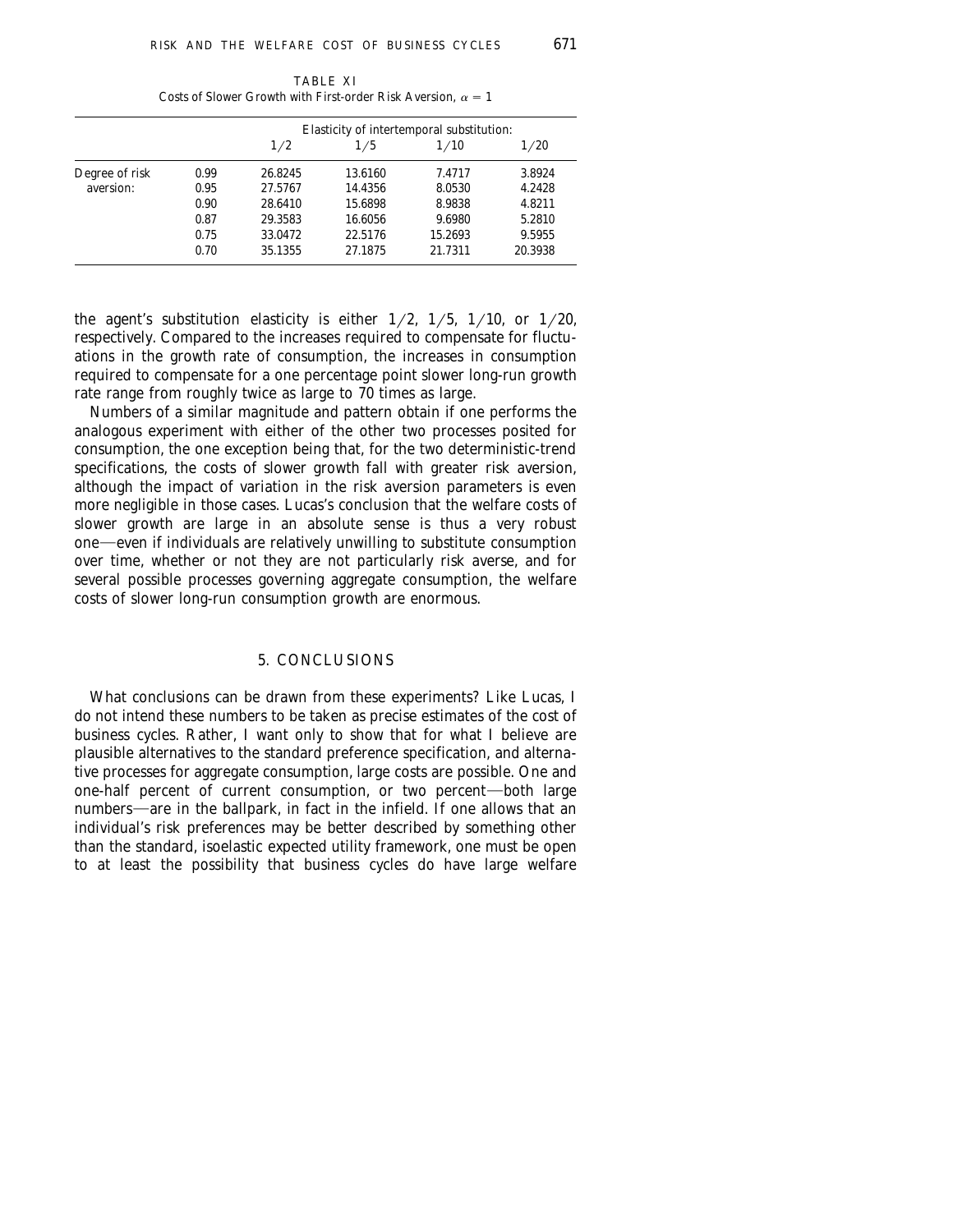TABLE XI

Costs of Slower Growth with First-order Risk Aversion, $\alpha = 1$

| | | Elasticity of intertemporal substitution: | | | |
|---|---|---|---|---|---|
| | | 1/2 | 1/5 | 1/10 | 1/20 |
| Degree of risk aversion: | 0.99 | 26.8245 | 13.6160 | 7.4717 | 3.8924 |
| | 0.95 | 27.5767 | 14.4356 | 8.0530 | 4.2428 |
| | 0.90 | 28.6410 | 15.6898 | 8.9838 | 4.8211 |
| | 0.87 | 29.3583 | 16.6056 | 9.6980 | 5.2810 |
| | 0.75 | 33.0472 | 22.5176 | 15.2693 | 9.5955 |
| | 0.70 | 35.1355 | 27.1875 | 21.7311 | 20.3938 |

the agent's substitution elasticity is either 1/2, 1/5, 1/10, or 1/20, respectively. Compared to the increases required to compensate for fluctuations in the growth rate of consumption, the increases in consumption required to compensate for a one percentage point slower long-run growth rate range from roughly twice as large to 70 times as large.

Numbers of a similar magnitude and pattern obtain if one performs the analogous experiment with either of the other two processes posited for consumption, the one exception being that, for the two deterministic-trend specifications, the costs of slower growth fall with greater risk aversion, although the impact of variation in the risk aversion parameters is even more negligible in those cases. Lucas's conclusion that the welfare costs of slower growth are large in an absolute sense is thus a very robust one—even if individuals are relatively unwilling to substitute consumption over time, whether or not they are not particularly risk averse, and for several possible processes governing aggregate consumption, the welfare costs of slower long-run consumption growth are enormous.

## 5. CONCLUSIONS

What conclusions can be drawn from these experiments? Like Lucas, I do not intend these numbers to be taken as precise estimates of the cost of business cycles. Rather, I want only to show that for what I believe are plausible alternatives to the standard preference specification, and alternative processes for aggregate consumption, large costs are possible. One and one-half percent of current consumption, or two percent—both large numbers—are in the ballpark, in fact in the infield. If one allows that an individual's risk preferences may be better described by something other than the standard, isoelastic expected utility framework, one must be open to at least the possibility that business cycles do have large welfare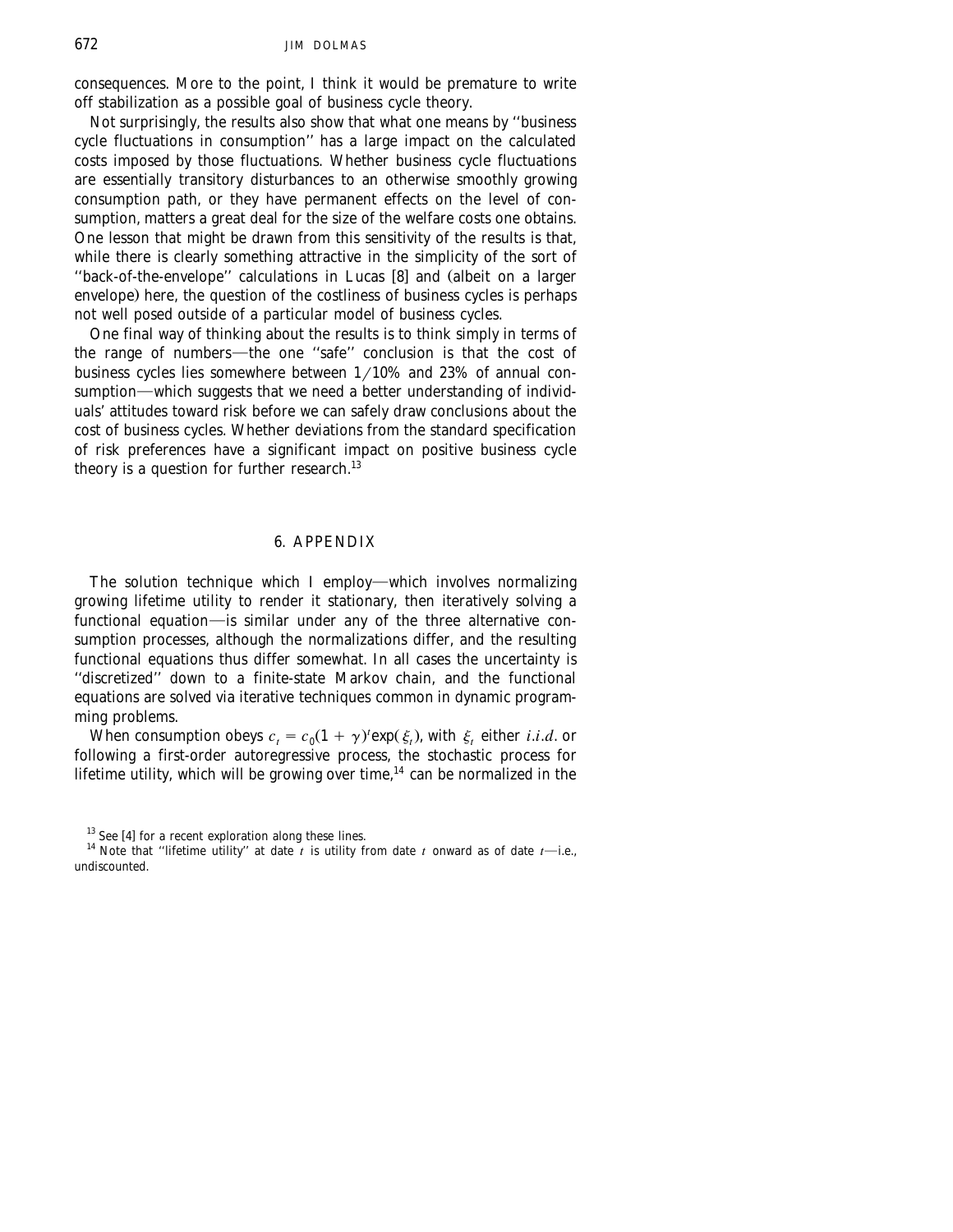consequences. More to the point, I think it would be premature to write off stabilization as a possible goal of business cycle theory.

Not surprisingly, the results also show that what one means by ''business cycle fluctuations in consumption'' has a large impact on the calculated costs imposed by those fluctuations. Whether business cycle fluctuations are essentially transitory disturbances to an otherwise smoothly growing consumption path, or they have permanent effects on the level of consumption, matters a great deal for the size of the welfare costs one obtains. One lesson that might be drawn from this sensitivity of the results is that, while there is clearly something attractive in the simplicity of the sort of ''back-of-the-envelope'' calculations in Lucas [8] and (albeit on a larger envelope) here, the question of the costliness of business cycles is perhaps not well posed outside of a particular model of business cycles.

One final way of thinking about the results is to think simply in terms of the range of numbers—the one ''safe'' conclusion is that the cost of business cycles lies somewhere between 1/10% and 23% of annual consumption—which suggests that we need a better understanding of individuals' attitudes toward risk before we can safely draw conclusions about the cost of business cycles. Whether deviations from the standard specification of risk preferences have a significant impact on positive business cycle theory is a question for further research.[13]

## 6. APPENDIX

The solution technique which I employ—which involves normalizing growing lifetime utility to render it stationary, then iteratively solving a functional equation—is similar under any of the three alternative consumption processes, although the normalizations differ, and the resulting functional equations thus differ somewhat. In all cases the uncertainty is ''discretized'' down to a finite-state Markov chain, and the functional equations are solved via iterative techniques common in dynamic programming problems.

When consumption obeys $c_t = c_0(1+\gamma)^t \exp(\xi_t)$, with $\xi_t$ either *i.i.d.* or following a first-order autoregressive process, the stochastic process for lifetime utility, which will be growing over time,[14] can be normalized in the

[13] See [4] for a recent exploration along these lines.

[14] Note that ''lifetime utility'' at date $t$ is utility from date $t$ onward as of date $t$—i.e., undiscounted.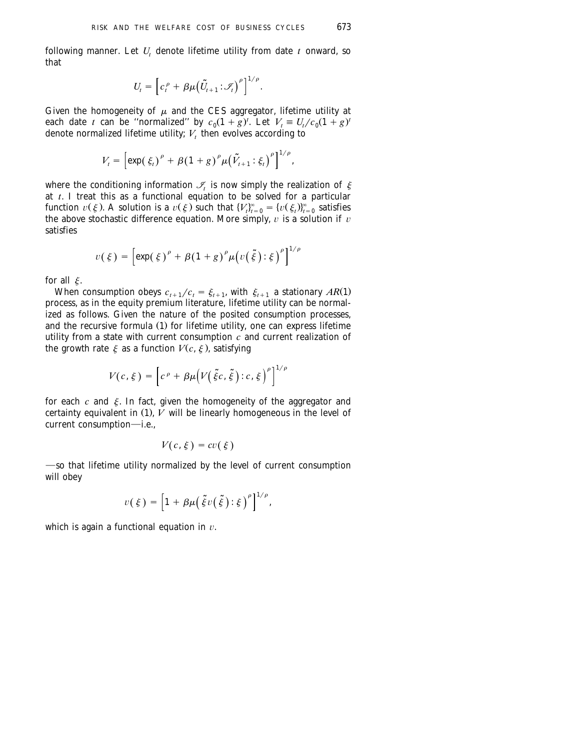following manner. Let $U_t$ denote lifetime utility from date $t$ onward, so that

$$U_t = \left[ c_t^{\rho} + \beta \mu \left( \tilde{U}_{t+1} : \mathscr{I}_t \right)^{\rho} \right]^{1/\rho}.$$

Given the homogeneity of $\mu$ and the CES aggregator, lifetime utility at each date $t$ can be "normalized" by $c_0(1+g)^t$. Let $V_t \equiv U_t / c_0(1+g)^t$ denote normalized lifetime utility; $V_t$ then evolves according to

$$V_t = \left[ \exp(\xi_t)^{\rho} + \beta (1+g)^{\rho} \mu \left( \tilde{V}_{t+1} : \xi_t \right)^{\rho} \right]^{1/\rho},$$

where the conditioning information $\mathscr{I}_t$ is now simply the realization of $\xi$ at $t$. I treat this as a functional equation to be solved for a particular function $v(\xi)$. A solution is a $v(\xi)$ such that $\{V_t\}_{t=0}^{\infty} = \{v(\xi_t)\}_{t=0}^{\infty}$ satisfies the above stochastic difference equation. More simply, $v$ is a solution if $v$ satisfies

$$v(\xi) = \left[ \exp(\xi)^{\rho} + \beta (1+g)^{\rho} \mu \left( v(\tilde{\xi}) : \xi \right)^{\rho} \right]^{1/\rho}$$

for all $\xi$.

When consumption obeys $c_{t+1}/c_t = \xi_{t+1}$, with $\xi_{t+1}$ a stationary $AR(1)$ process, as in the equity premium literature, lifetime utility can be normalized as follows. Given the nature of the posited consumption processes, and the recursive formula (1) for lifetime utility, one can express lifetime utility from a state with current consumption $c$ and current realization of the growth rate $\xi$ as a function $V(c, \xi)$, satisfying

$$V(c, \xi) = \left[ c^{\rho} + \beta \mu \left( V(\tilde{\xi} c, \tilde{\xi}) : c, \xi \right)^{\rho} \right]^{1/\rho}$$

for each $c$ and $\xi$. In fact, given the homogeneity of the aggregator and certainty equivalent in (1), $V$ will be linearly homogeneous in the level of current consumption—i.e.,

$$V(c, \xi) = c v(\xi)$$

—so that lifetime utility normalized by the level of current consumption will obey

$$v(\xi) = \left[ 1 + \beta \mu \left( \tilde{\xi} v(\tilde{\xi}) : \xi \right)^{\rho} \right]^{1/\rho},$$

which is again a functional equation in $v$.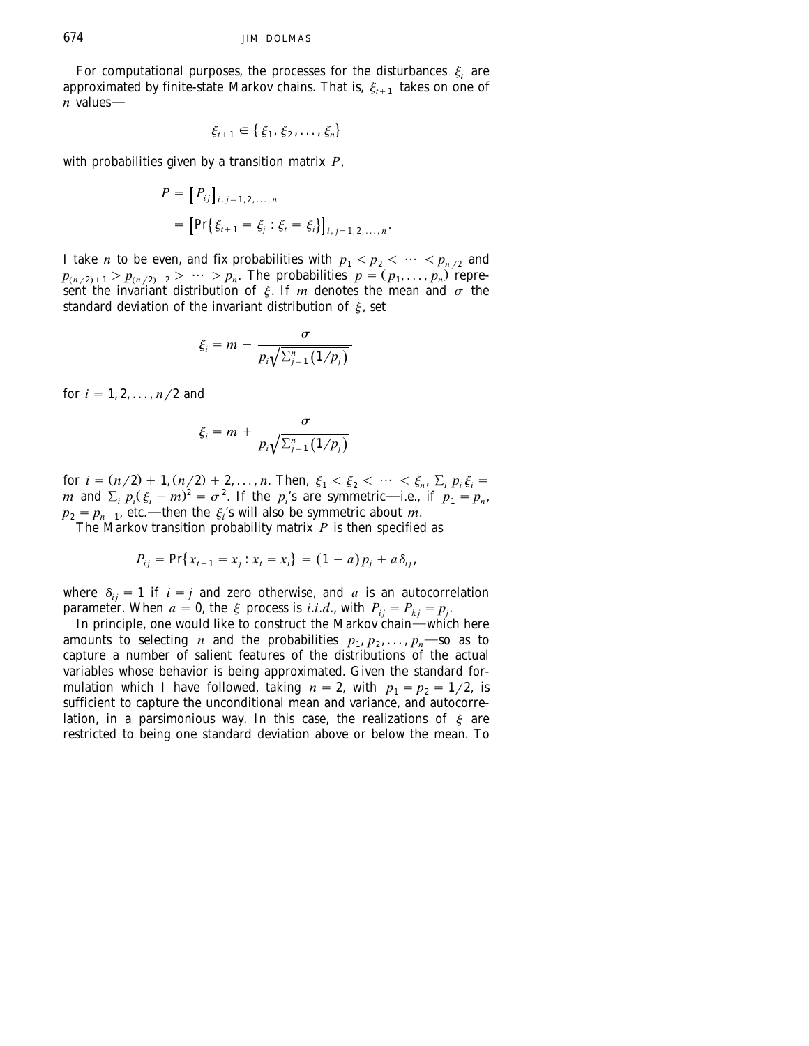For computational purposes, the processes for the disturbances $\xi_t$ are approximated by finite-state Markov chains. That is, $\xi_{t+1}$ takes on one of $n$ values—

$$\xi_{t+1} \in \{\xi_1, \xi_2, \ldots, \xi_n\}$$

with probabilities given by a transition matrix $P$,

$$\begin{aligned} P &= \left[P_{ij}\right]_{i,j=1,2,\ldots,n} \\ &= \left[\Pr\{\xi_{t+1} = \xi_j : \xi_t = \xi_i\}\right]_{i,j=1,2,\ldots,n}. \end{aligned}$$

I take $n$ to be even, and fix probabilities with $p_1 < p_2 < \cdots < p_{n/2}$ and $p_{(n/2)+1} > p_{(n/2)+2} > \cdots > p_n$. The probabilities $p = (p_1, \ldots, p_n)$ represent the invariant distribution of $\xi$. If $m$ denotes the mean and $\sigma$ the standard deviation of the invariant distribution of $\xi$, set

$$\xi_i = m - \frac{\sigma}{p_i \sqrt{\sum_{j=1}^{n}(1/p_j)}}$$

for $i = 1, 2, \ldots, n/2$ and

$$\xi_i = m + \frac{\sigma}{p_i \sqrt{\sum_{j=1}^{n}(1/p_j)}}$$

for $i = (n/2)+1, (n/2)+2, \ldots, n$. Then, $\xi_1 < \xi_2 < \cdots < \xi_n$, $\sum_i p_i \xi_i = m$ and $\sum_i p_i(\xi_i - m)^2 = \sigma^2$. If the $p_i$'s are symmetric—i.e., if $p_1 = p_n$, $p_2 = p_{n-1}$, etc.—then the $\xi_i$'s will also be symmetric about $m$.

The Markov transition probability matrix $P$ is then specified as

$$P_{ij} = \Pr\{x_{t+1} = x_j : x_t = x_i\} = (1-a)p_j + a\delta_{ij},$$

where $\delta_{ij} = 1$ if $i = j$ and zero otherwise, and $a$ is an autocorrelation parameter. When $a = 0$, the $\xi$ process is *i.i.d.*, with $P_{ij} = P_{kj} = p_j$.

In principle, one would like to construct the Markov chain—which here amounts to selecting $n$ and the probabilities $p_1, p_2, \ldots, p_n$—so as to capture a number of salient features of the distributions of the actual variables whose behavior is being approximated. Given the standard formulation which I have followed, taking $n = 2$, with $p_1 = p_2 = 1/2$, is sufficient to capture the unconditional mean and variance, and autocorrelation, in a parsimonious way. In this case, the realizations of $\xi$ are restricted to being one standard deviation above or below the mean. To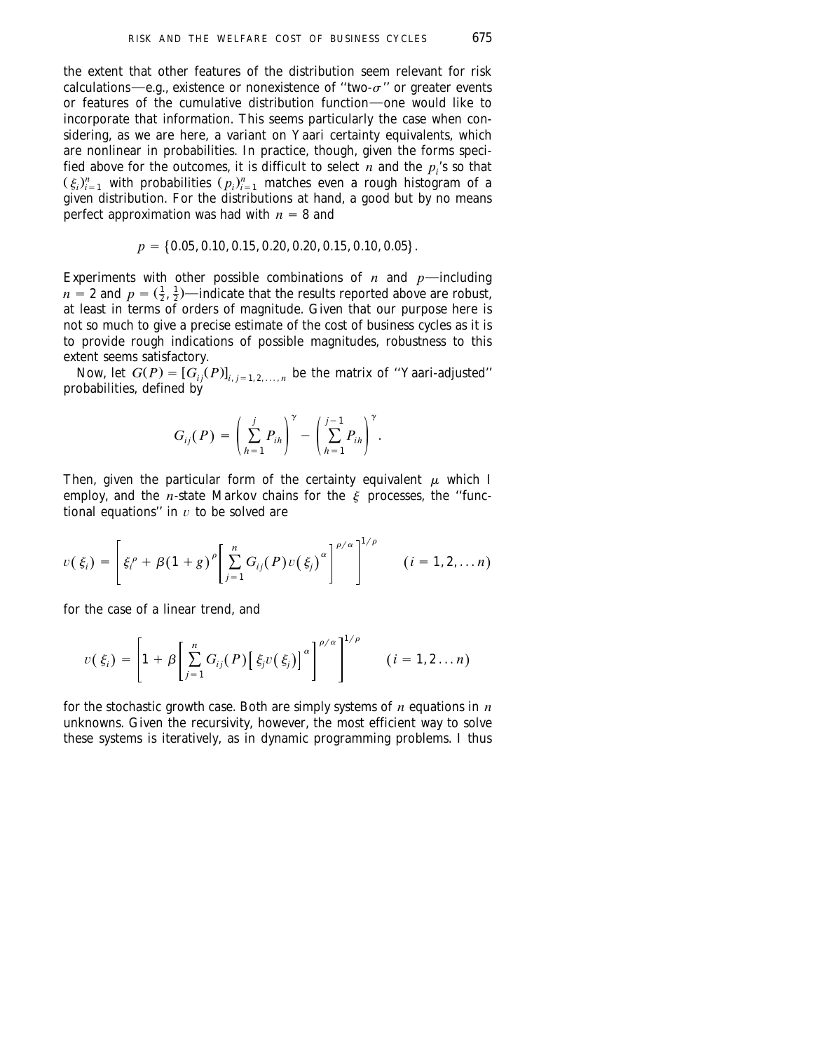the extent that other features of the distribution seem relevant for risk calculations—e.g., existence or nonexistence of "two-$\sigma$" or greater events or features of the cumulative distribution function—one would like to incorporate that information. This seems particularly the case when considering, as we are here, a variant on Yaari certainty equivalents, which are nonlinear in probabilities. In practice, though, given the forms specified above for the outcomes, it is difficult to select $n$ and the $p_i$'s so that $(\xi_i)_{i=1}^n$ with probabilities $(p_i)_{i=1}^n$ matches even a rough histogram of a given distribution. For the distributions at hand, a good but by no means perfect approximation was had with $n = 8$ and

$$p = \{0.05, 0.10, 0.15, 0.20, 0.20, 0.15, 0.10, 0.05\}.$$

Experiments with other possible combinations of $n$ and $p$—including $n = 2$ and $p = (\frac{1}{2}, \frac{1}{2})$—indicate that the results reported above are robust, at least in terms of orders of magnitude. Given that our purpose here is not so much to give a precise estimate of the cost of business cycles as it is to provide rough indications of possible magnitudes, robustness to this extent seems satisfactory.

Now, let $G(P) = [G_{ij}(P)]_{i,j=1,2,\ldots,n}$ be the matrix of "Yaari-adjusted" probabilities, defined by

$$G_{ij}(P) = \left( \sum_{h=1}^{j} P_{ih} \right)^{\gamma} - \left( \sum_{h=1}^{j-1} P_{ih} \right)^{\gamma}.$$

Then, given the particular form of the certainty equivalent $\mu$ which I employ, and the $n$-state Markov chains for the $\xi$ processes, the "functional equations" in $v$ to be solved are

$$v(\xi_i) = \left[ \xi_i^{\rho} + \beta(1+g)^{\rho} \left[ \sum_{j=1}^{n} G_{ij}(P) v(\xi_j)^{\alpha} \right]^{\rho/\alpha} \right]^{1/\rho} \qquad (i = 1, 2, \ldots n)$$

for the case of a linear trend, and

$$v(\xi_i) = \left[ 1 + \beta \left[ \sum_{j=1}^{n} G_{ij}(P) \left[ \xi_j v(\xi_j) \right]^{\alpha} \right]^{\rho/\alpha} \right]^{1/\rho} \qquad (i = 1, 2 \ldots n)$$

for the stochastic growth case. Both are simply systems of $n$ equations in $n$ unknowns. Given the recursivity, however, the most efficient way to solve these systems is iteratively, as in dynamic programming problems. I thus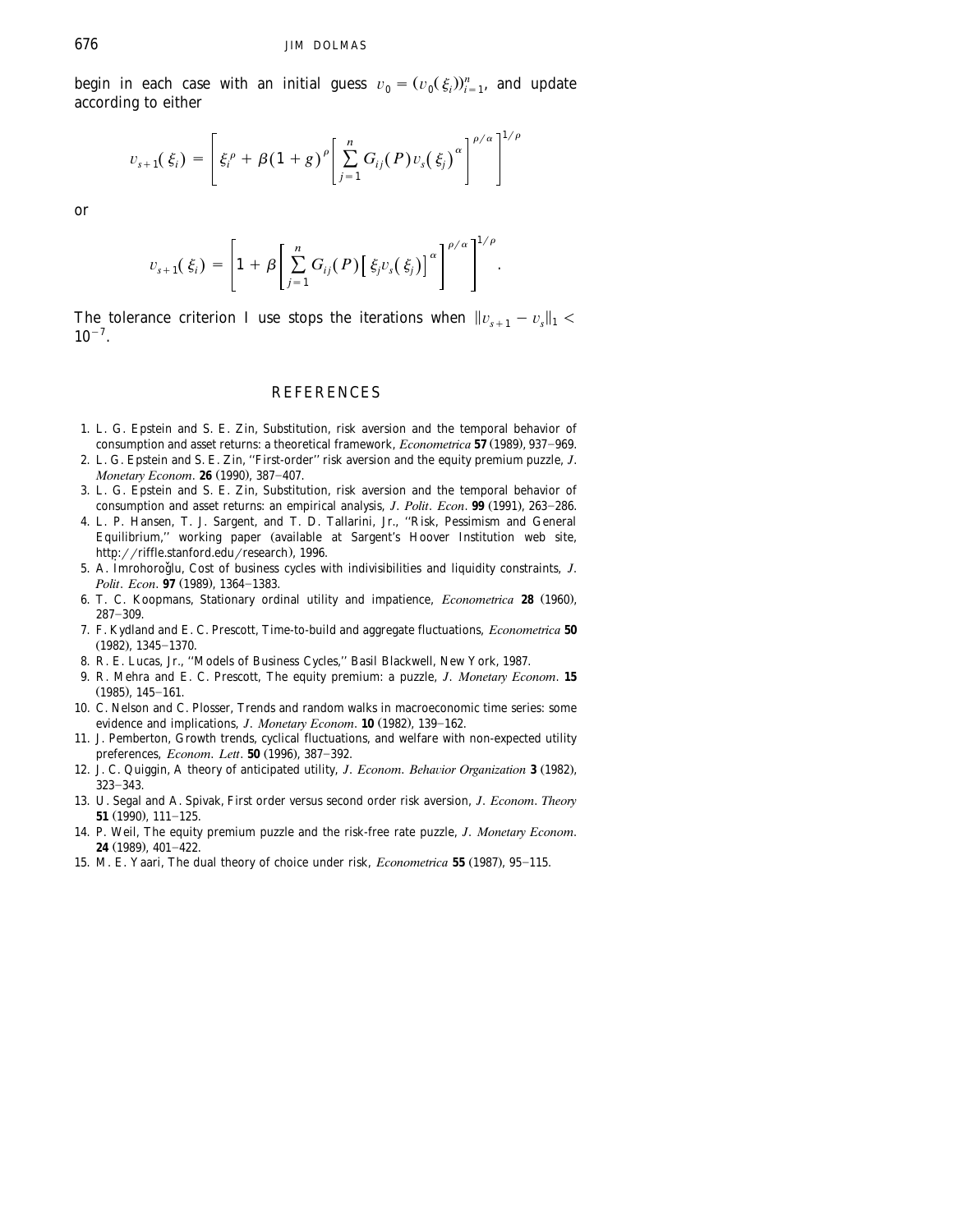begin in each case with an initial guess $v_0 = (v_0(\xi_i))_{i=1}^n$, and update according to either

$$v_{s+1}(\xi_i) = \left[ \xi_i^\rho + \beta(1+g)^\rho \left[ \sum_{j=1}^n G_{ij}(P) v_s(\xi_j)^\alpha \right]^{\rho/\alpha} \right]^{1/\rho}$$

or

$$v_{s+1}(\xi_i) = \left[ 1 + \beta \left[ \sum_{j=1}^n G_{ij}(P) \left[ \xi_j v_s(\xi_j) \right]^\alpha \right]^{\rho/\alpha} \right]^{1/\rho}.$$

The tolerance criterion I use stops the iterations when $\|v_{s+1} - v_s\|_1 < 10^{-7}$.

## REFERENCES

1. L. G. Epstein and S. E. Zin, Substitution, risk aversion and the temporal behavior of consumption and asset returns: a theoretical framework, *Econometrica* **57** (1989), 937–969.
2. L. G. Epstein and S. E. Zin, "First-order" risk aversion and the equity premium puzzle, *J. Monetary Econom.* **26** (1990), 387–407.
3. L. G. Epstein and S. E. Zin, Substitution, risk aversion and the temporal behavior of consumption and asset returns: an empirical analysis, *J. Polit. Econ.* **99** (1991), 263–286.
4. L. P. Hansen, T. J. Sargent, and T. D. Tallarini, Jr., "Risk, Pessimism and General Equilibrium," working paper (available at Sargent's Hoover Institution web site, http://riffle.stanford.edu/research), 1996.
5. A. Imrohoroğlu, Cost of business cycles with indivisibilities and liquidity constraints, *J. Polit. Econ.* **97** (1989), 1364–1383.
6. T. C. Koopmans, Stationary ordinal utility and impatience, *Econometrica* **28** (1960), 287–309.
7. F. Kydland and E. C. Prescott, Time-to-build and aggregate fluctuations, *Econometrica* **50** (1982), 1345–1370.
8. R. E. Lucas, Jr., "Models of Business Cycles," Basil Blackwell, New York, 1987.
9. R. Mehra and E. C. Prescott, The equity premium: a puzzle, *J. Monetary Econom.* **15** (1985), 145–161.
10. C. Nelson and C. Plosser, Trends and random walks in macroeconomic time series: some evidence and implications, *J. Monetary Econom.* **10** (1982), 139–162.
11. J. Pemberton, Growth trends, cyclical fluctuations, and welfare with non-expected utility preferences, *Econom. Lett.* **50** (1996), 387–392.
12. J. C. Quiggin, A theory of anticipated utility, *J. Econom. Behavior Organization* **3** (1982), 323–343.
13. U. Segal and A. Spivak, First order versus second order risk aversion, *J. Econom. Theory* **51** (1990), 111–125.
14. P. Weil, The equity premium puzzle and the risk-free rate puzzle, *J. Monetary Econom.* **24** (1989), 401–422.
15. M. E. Yaari, The dual theory of choice under risk, *Econometrica* **55** (1987), 95–115.